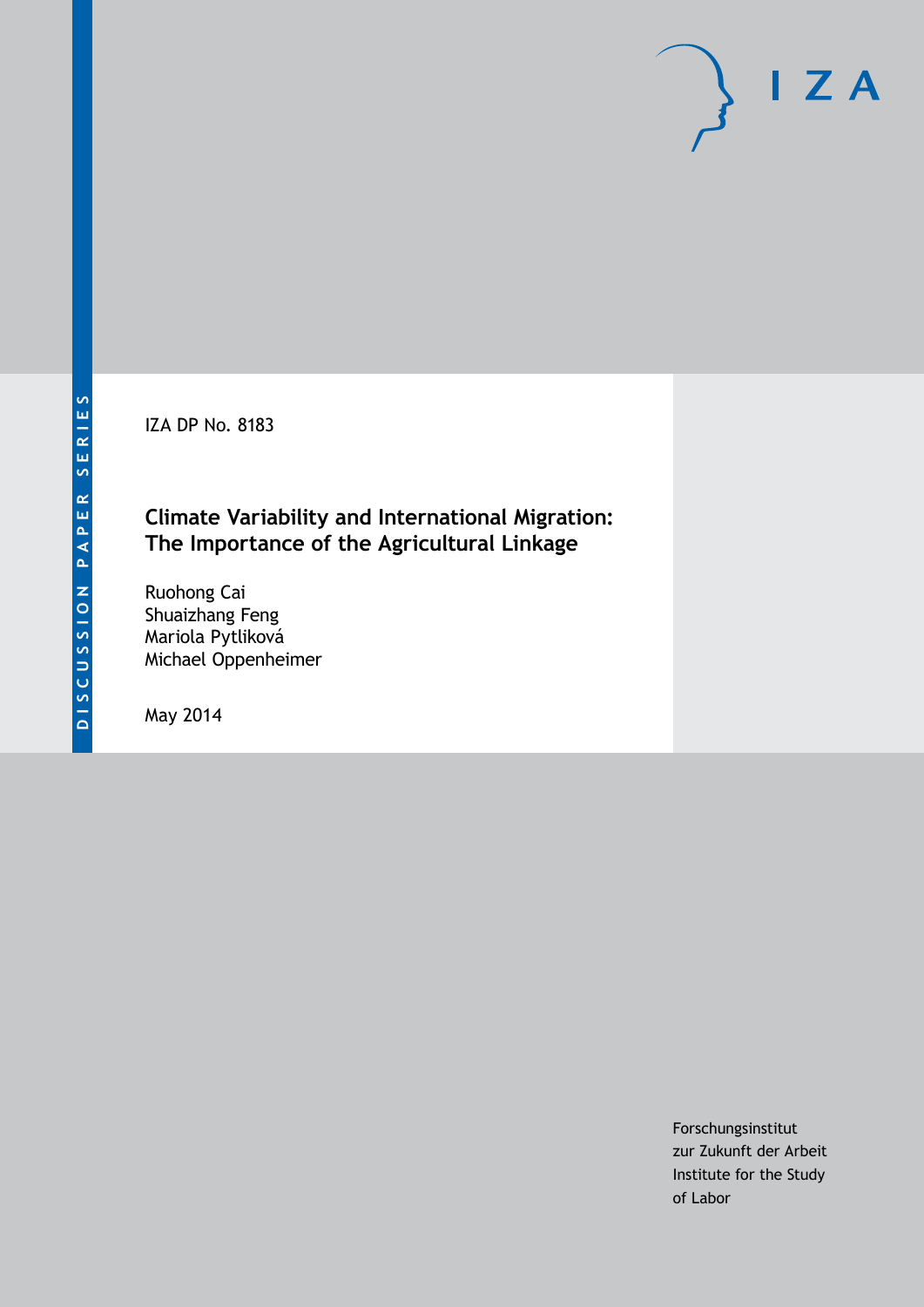DISCUSSION PAPER SERIES

I Z A

IZA DP No. 8183

# Climate Variability and International Migration: The Importance of the Agricultural Linkage

Ruohong Cai
Shuaizhang Feng
Mariola Pytliková
Michael Oppenheimer

May 2014

Forschungsinstitut
zur Zukunft der Arbeit
Institute for the Study
of Labor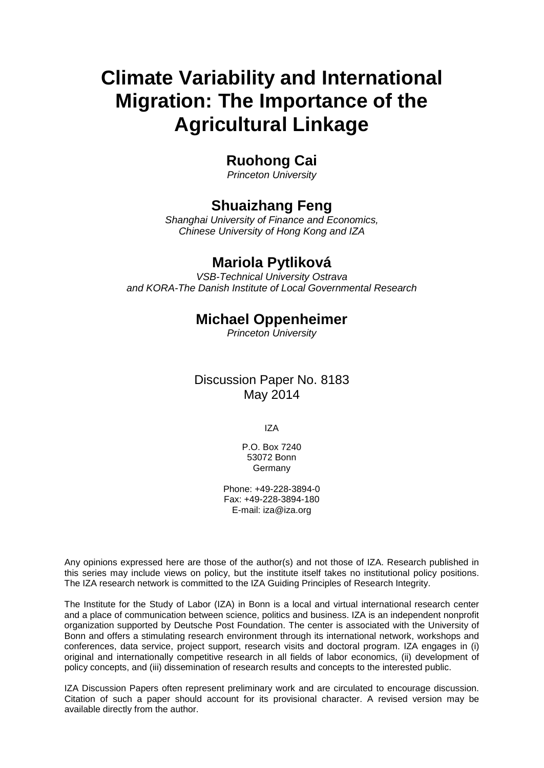# Climate Variability and International Migration: The Importance of the Agricultural Linkage

## Ruohong Cai

*Princeton University*

## Shuaizhang Feng

*Shanghai University of Finance and Economics, Chinese University of Hong Kong and IZA*

## Mariola Pytliková

*VSB-Technical University Ostrava and KORA-The Danish Institute of Local Governmental Research*

## Michael Oppenheimer

*Princeton University*

Discussion Paper No. 8183
May 2014

IZA

P.O. Box 7240
53072 Bonn
Germany

Phone: +49-228-3894-0
Fax: +49-228-3894-180
E-mail: iza@iza.org

Any opinions expressed here are those of the author(s) and not those of IZA. Research published in this series may include views on policy, but the institute itself takes no institutional policy positions. The IZA research network is committed to the IZA Guiding Principles of Research Integrity.

The Institute for the Study of Labor (IZA) in Bonn is a local and virtual international research center and a place of communication between science, politics and business. IZA is an independent nonprofit organization supported by Deutsche Post Foundation. The center is associated with the University of Bonn and offers a stimulating research environment through its international network, workshops and conferences, data service, project support, research visits and doctoral program. IZA engages in (i) original and internationally competitive research in all fields of labor economics, (ii) development of policy concepts, and (iii) dissemination of research results and concepts to the interested public.

IZA Discussion Papers often represent preliminary work and are circulated to encourage discussion. Citation of such a paper should account for its provisional character. A revised version may be available directly from the author.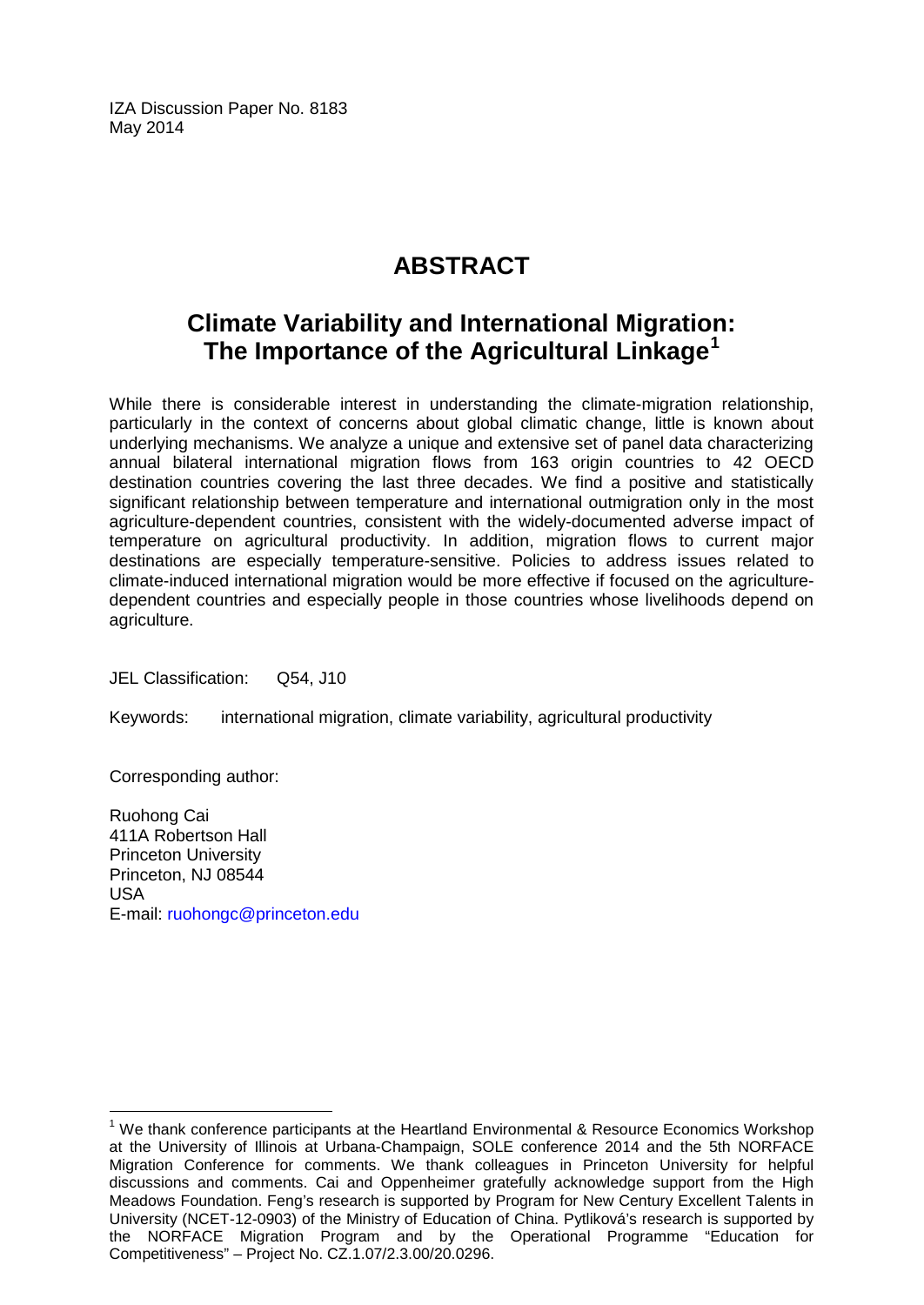IZA Discussion Paper No. 8183
May 2014

# ABSTRACT

## Climate Variability and International Migration: The Importance of the Agricultural Linkage[1]

While there is considerable interest in understanding the climate-migration relationship, particularly in the context of concerns about global climatic change, little is known about underlying mechanisms. We analyze a unique and extensive set of panel data characterizing annual bilateral international migration flows from 163 origin countries to 42 OECD destination countries covering the last three decades. We find a positive and statistically significant relationship between temperature and international outmigration only in the most agriculture-dependent countries, consistent with the widely-documented adverse impact of temperature on agricultural productivity. In addition, migration flows to current major destinations are especially temperature-sensitive. Policies to address issues related to climate-induced international migration would be more effective if focused on the agriculture-dependent countries and especially people in those countries whose livelihoods depend on agriculture.

JEL Classification: Q54, J10

Keywords: international migration, climate variability, agricultural productivity

Corresponding author:

Ruohong Cai
411A Robertson Hall
Princeton University
Princeton, NJ 08544
USA
E-mail: ruohongc@princeton.edu

---

[1] We thank conference participants at the Heartland Environmental & Resource Economics Workshop at the University of Illinois at Urbana-Champaign, SOLE conference 2014 and the 5th NORFACE Migration Conference for comments. We thank colleagues in Princeton University for helpful discussions and comments. Cai and Oppenheimer gratefully acknowledge support from the High Meadows Foundation. Feng's research is supported by Program for New Century Excellent Talents in University (NCET-12-0903) of the Ministry of Education of China. Pytliková's research is supported by the NORFACE Migration Program and by the Operational Programme "Education for Competitiveness" – Project No. CZ.1.07/2.3.00/20.0296.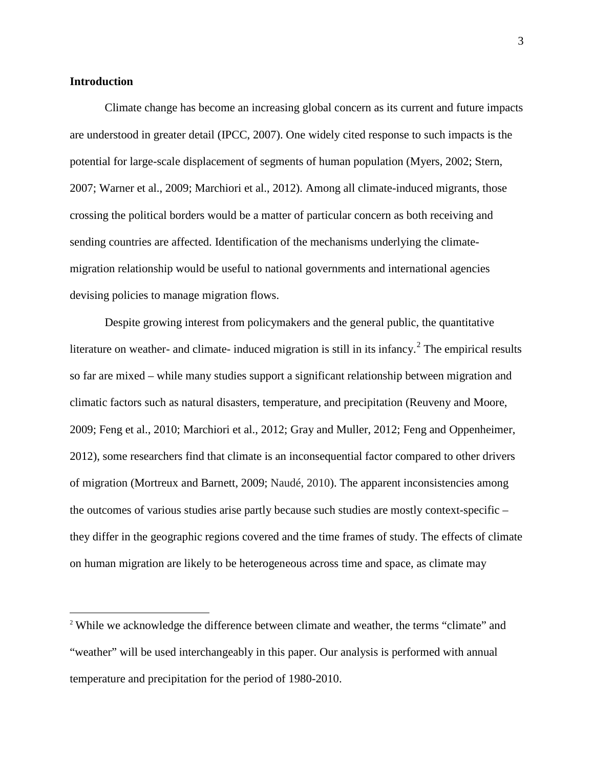## Introduction

Climate change has become an increasing global concern as its current and future impacts are understood in greater detail (IPCC, 2007). One widely cited response to such impacts is the potential for large-scale displacement of segments of human population (Myers, 2002; Stern, 2007; Warner et al., 2009; Marchiori et al., 2012). Among all climate-induced migrants, those crossing the political borders would be a matter of particular concern as both receiving and sending countries are affected. Identification of the mechanisms underlying the climate-migration relationship would be useful to national governments and international agencies devising policies to manage migration flows.

Despite growing interest from policymakers and the general public, the quantitative literature on weather- and climate- induced migration is still in its infancy.[2] The empirical results so far are mixed – while many studies support a significant relationship between migration and climatic factors such as natural disasters, temperature, and precipitation (Reuveny and Moore, 2009; Feng et al., 2010; Marchiori et al., 2012; Gray and Muller, 2012; Feng and Oppenheimer, 2012), some researchers find that climate is an inconsequential factor compared to other drivers of migration (Mortreux and Barnett, 2009; Naudé, 2010). The apparent inconsistencies among the outcomes of various studies arise partly because such studies are mostly context-specific – they differ in the geographic regions covered and the time frames of study. The effects of climate on human migration are likely to be heterogeneous across time and space, as climate may

[2] While we acknowledge the difference between climate and weather, the terms "climate" and "weather" will be used interchangeably in this paper. Our analysis is performed with annual temperature and precipitation for the period of 1980-2010.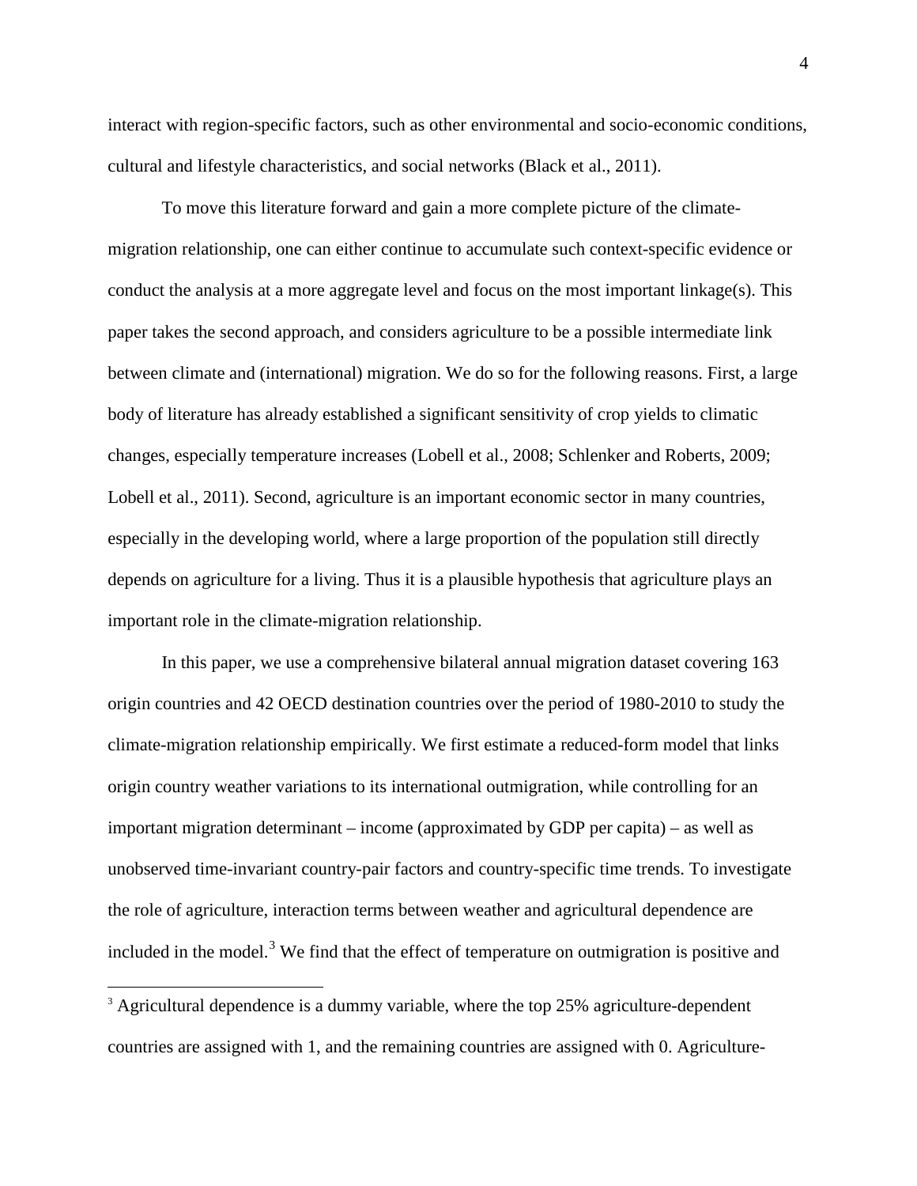interact with region-specific factors, such as other environmental and socio-economic conditions, cultural and lifestyle characteristics, and social networks (Black et al., 2011).

To move this literature forward and gain a more complete picture of the climate-migration relationship, one can either continue to accumulate such context-specific evidence or conduct the analysis at a more aggregate level and focus on the most important linkage(s). This paper takes the second approach, and considers agriculture to be a possible intermediate link between climate and (international) migration. We do so for the following reasons. First, a large body of literature has already established a significant sensitivity of crop yields to climatic changes, especially temperature increases (Lobell et al., 2008; Schlenker and Roberts, 2009; Lobell et al., 2011). Second, agriculture is an important economic sector in many countries, especially in the developing world, where a large proportion of the population still directly depends on agriculture for a living. Thus it is a plausible hypothesis that agriculture plays an important role in the climate-migration relationship.

In this paper, we use a comprehensive bilateral annual migration dataset covering 163 origin countries and 42 OECD destination countries over the period of 1980-2010 to study the climate-migration relationship empirically. We first estimate a reduced-form model that links origin country weather variations to its international outmigration, while controlling for an important migration determinant – income (approximated by GDP per capita) – as well as unobserved time-invariant country-pair factors and country-specific time trends. To investigate the role of agriculture, interaction terms between weather and agricultural dependence are included in the model.[3] We find that the effect of temperature on outmigration is positive and

[3] Agricultural dependence is a dummy variable, where the top 25% agriculture-dependent countries are assigned with 1, and the remaining countries are assigned with 0. Agriculture-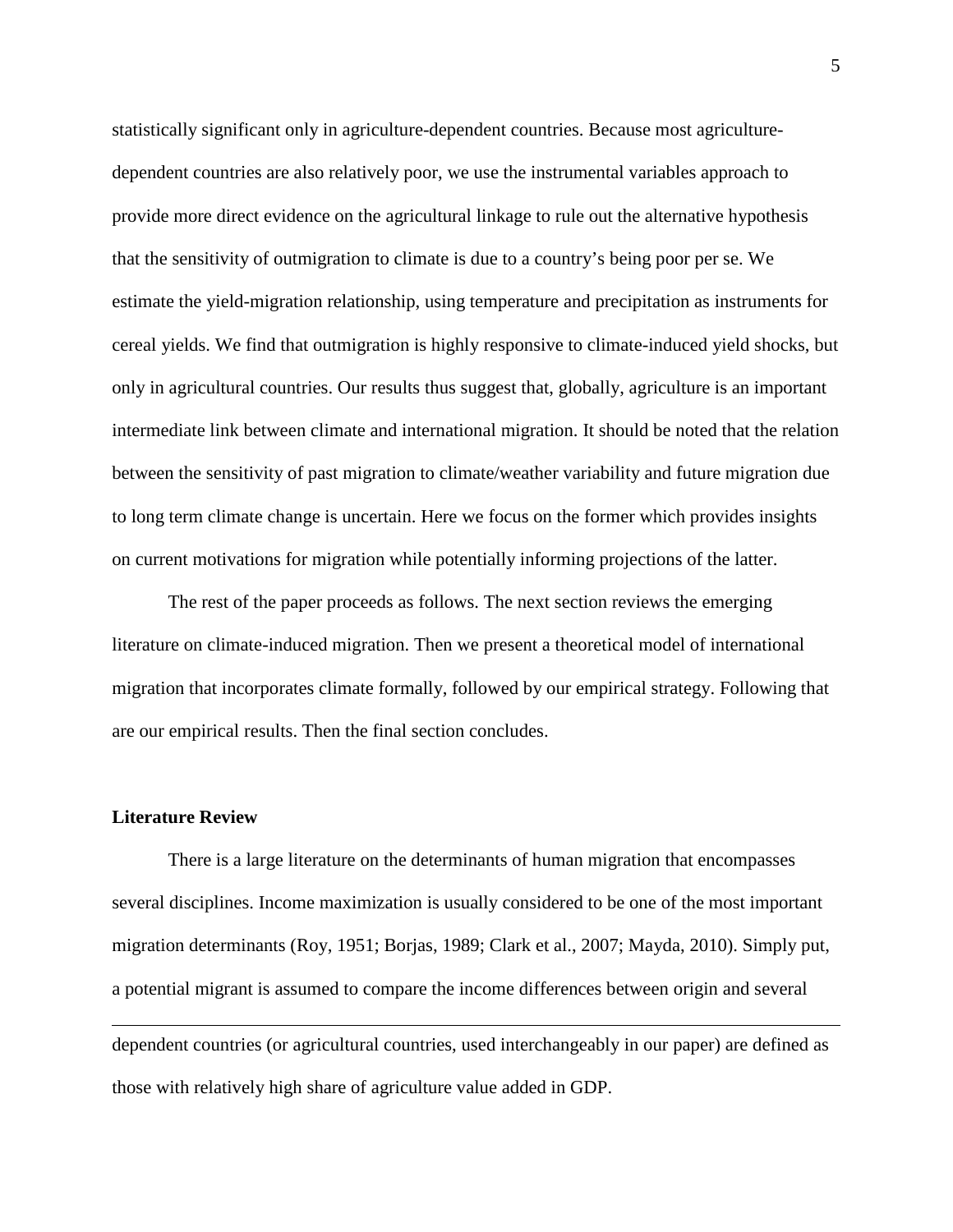statistically significant only in agriculture-dependent countries. Because most agriculture-dependent countries are also relatively poor, we use the instrumental variables approach to provide more direct evidence on the agricultural linkage to rule out the alternative hypothesis that the sensitivity of outmigration to climate is due to a country's being poor per se. We estimate the yield-migration relationship, using temperature and precipitation as instruments for cereal yields. We find that outmigration is highly responsive to climate-induced yield shocks, but only in agricultural countries. Our results thus suggest that, globally, agriculture is an important intermediate link between climate and international migration. It should be noted that the relation between the sensitivity of past migration to climate/weather variability and future migration due to long term climate change is uncertain. Here we focus on the former which provides insights on current motivations for migration while potentially informing projections of the latter.

The rest of the paper proceeds as follows. The next section reviews the emerging literature on climate-induced migration. Then we present a theoretical model of international migration that incorporates climate formally, followed by our empirical strategy. Following that are our empirical results. Then the final section concludes.

## Literature Review

There is a large literature on the determinants of human migration that encompasses several disciplines. Income maximization is usually considered to be one of the most important migration determinants (Roy, 1951; Borjas, 1989; Clark et al., 2007; Mayda, 2010). Simply put, a potential migrant is assumed to compare the income differences between origin and several

---

dependent countries (or agricultural countries, used interchangeably in our paper) are defined as those with relatively high share of agriculture value added in GDP.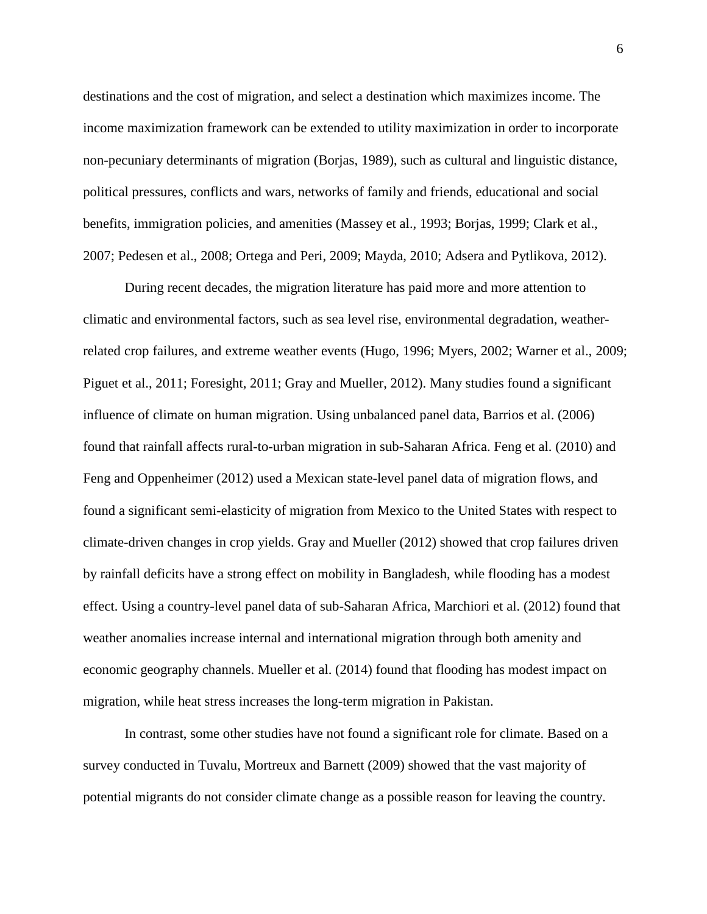destinations and the cost of migration, and select a destination which maximizes income. The income maximization framework can be extended to utility maximization in order to incorporate non-pecuniary determinants of migration (Borjas, 1989), such as cultural and linguistic distance, political pressures, conflicts and wars, networks of family and friends, educational and social benefits, immigration policies, and amenities (Massey et al., 1993; Borjas, 1999; Clark et al., 2007; Pedesen et al., 2008; Ortega and Peri, 2009; Mayda, 2010; Adsera and Pytlikova, 2012).

During recent decades, the migration literature has paid more and more attention to climatic and environmental factors, such as sea level rise, environmental degradation, weather-related crop failures, and extreme weather events (Hugo, 1996; Myers, 2002; Warner et al., 2009; Piguet et al., 2011; Foresight, 2011; Gray and Mueller, 2012). Many studies found a significant influence of climate on human migration. Using unbalanced panel data, Barrios et al. (2006) found that rainfall affects rural-to-urban migration in sub-Saharan Africa. Feng et al. (2010) and Feng and Oppenheimer (2012) used a Mexican state-level panel data of migration flows, and found a significant semi-elasticity of migration from Mexico to the United States with respect to climate-driven changes in crop yields. Gray and Mueller (2012) showed that crop failures driven by rainfall deficits have a strong effect on mobility in Bangladesh, while flooding has a modest effect. Using a country-level panel data of sub-Saharan Africa, Marchiori et al. (2012) found that weather anomalies increase internal and international migration through both amenity and economic geography channels. Mueller et al. (2014) found that flooding has modest impact on migration, while heat stress increases the long-term migration in Pakistan.

In contrast, some other studies have not found a significant role for climate. Based on a survey conducted in Tuvalu, Mortreux and Barnett (2009) showed that the vast majority of potential migrants do not consider climate change as a possible reason for leaving the country.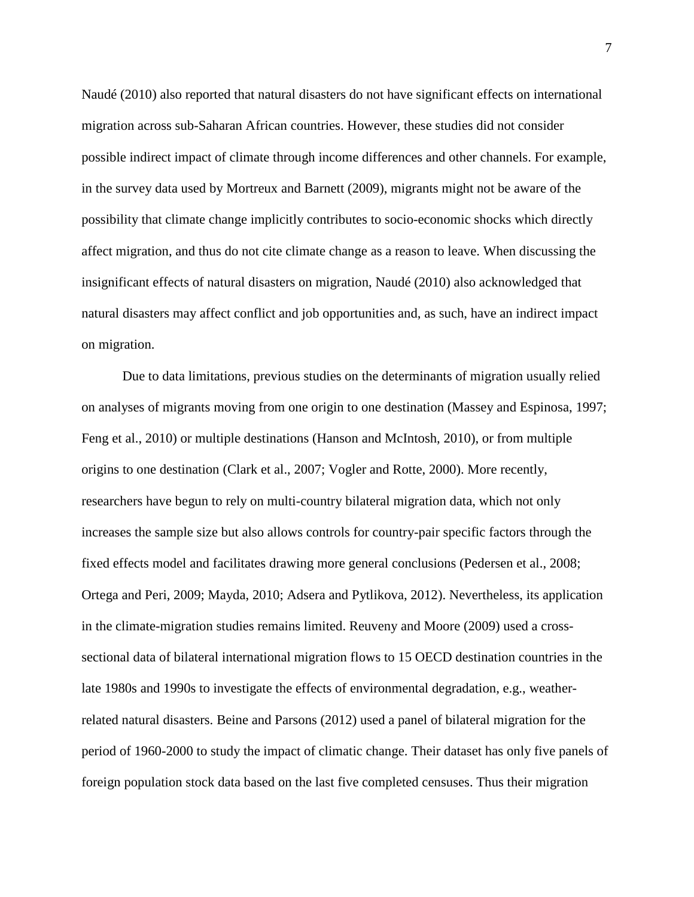Naudé (2010) also reported that natural disasters do not have significant effects on international migration across sub-Saharan African countries. However, these studies did not consider possible indirect impact of climate through income differences and other channels. For example, in the survey data used by Mortreux and Barnett (2009), migrants might not be aware of the possibility that climate change implicitly contributes to socio-economic shocks which directly affect migration, and thus do not cite climate change as a reason to leave. When discussing the insignificant effects of natural disasters on migration, Naudé (2010) also acknowledged that natural disasters may affect conflict and job opportunities and, as such, have an indirect impact on migration.

Due to data limitations, previous studies on the determinants of migration usually relied on analyses of migrants moving from one origin to one destination (Massey and Espinosa, 1997; Feng et al., 2010) or multiple destinations (Hanson and McIntosh, 2010), or from multiple origins to one destination (Clark et al., 2007; Vogler and Rotte, 2000). More recently, researchers have begun to rely on multi-country bilateral migration data, which not only increases the sample size but also allows controls for country-pair specific factors through the fixed effects model and facilitates drawing more general conclusions (Pedersen et al., 2008; Ortega and Peri, 2009; Mayda, 2010; Adsera and Pytlikova, 2012). Nevertheless, its application in the climate-migration studies remains limited. Reuveny and Moore (2009) used a cross-sectional data of bilateral international migration flows to 15 OECD destination countries in the late 1980s and 1990s to investigate the effects of environmental degradation, e.g., weather-related natural disasters. Beine and Parsons (2012) used a panel of bilateral migration for the period of 1960-2000 to study the impact of climatic change. Their dataset has only five panels of foreign population stock data based on the last five completed censuses. Thus their migration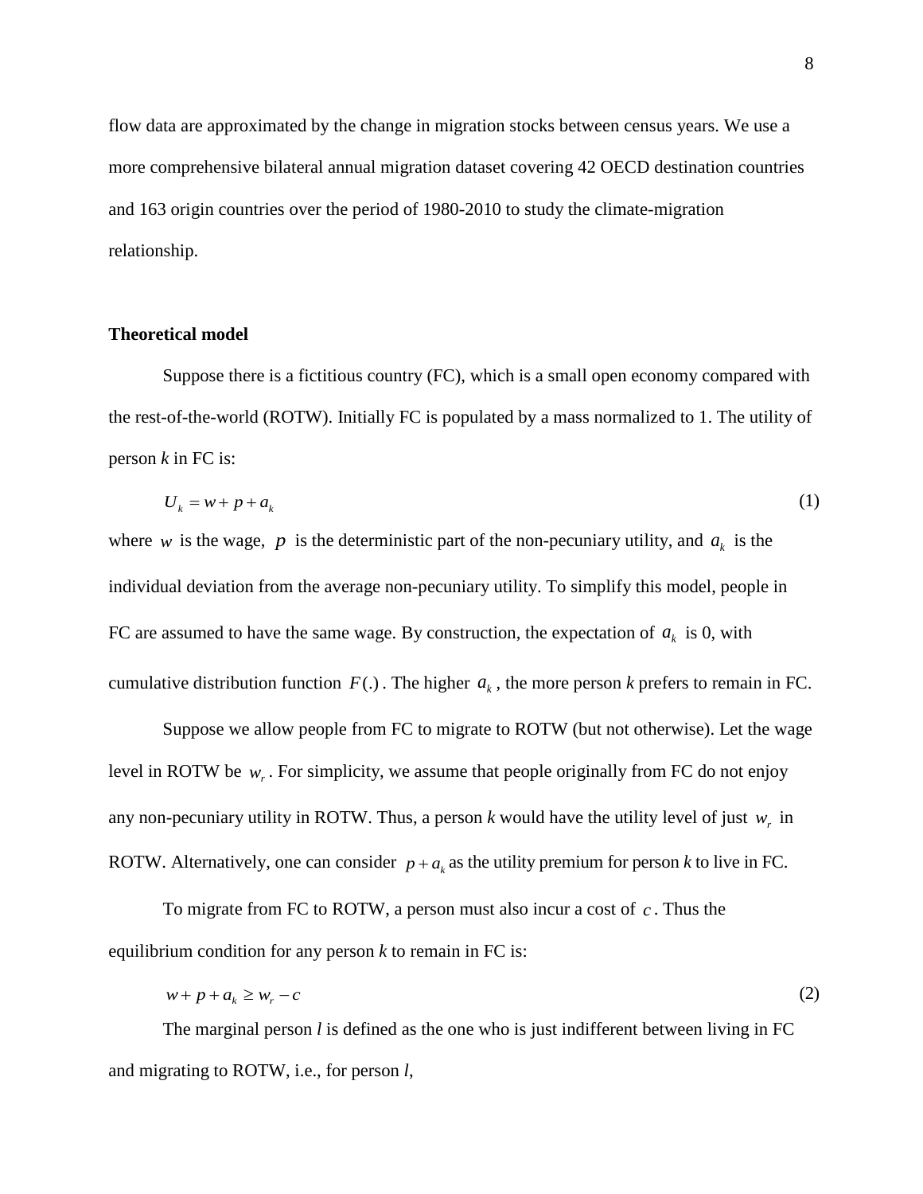flow data are approximated by the change in migration stocks between census years. We use a more comprehensive bilateral annual migration dataset covering 42 OECD destination countries and 163 origin countries over the period of 1980-2010 to study the climate-migration relationship.

**Theoretical model**

Suppose there is a fictitious country (FC), which is a small open economy compared with the rest-of-the-world (ROTW). Initially FC is populated by a mass normalized to 1. The utility of person *k* in FC is:

$$U_k = w + p + a_k \tag{1}$$

where $w$ is the wage, $p$ is the deterministic part of the non-pecuniary utility, and $a_k$ is the individual deviation from the average non-pecuniary utility. To simplify this model, people in FC are assumed to have the same wage. By construction, the expectation of $a_k$ is 0, with cumulative distribution function $F(.)$. The higher $a_k$, the more person *k* prefers to remain in FC.

Suppose we allow people from FC to migrate to ROTW (but not otherwise). Let the wage level in ROTW be $w_r$. For simplicity, we assume that people originally from FC do not enjoy any non-pecuniary utility in ROTW. Thus, a person *k* would have the utility level of just $w_r$ in ROTW. Alternatively, one can consider $p + a_k$ as the utility premium for person *k* to live in FC.

To migrate from FC to ROTW, a person must also incur a cost of $c$. Thus the equilibrium condition for any person *k* to remain in FC is:

$$w + p + a_k \geq w_r - c \tag{2}$$

The marginal person *l* is defined as the one who is just indifferent between living in FC and migrating to ROTW, i.e., for person *l*,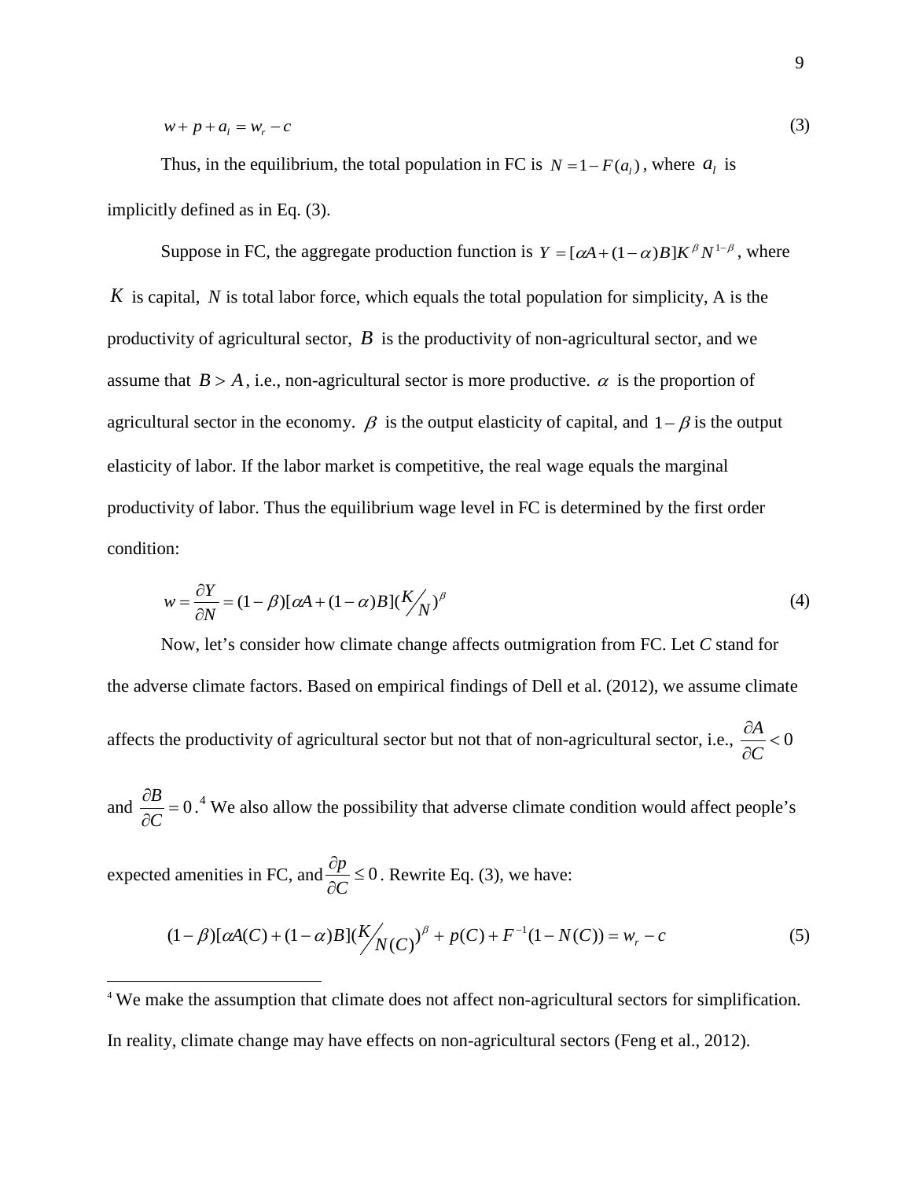$$w + p + a_l = w_r - c \tag{3}$$

Thus, in the equilibrium, the total population in FC is $N = 1 - F(a_l)$, where $a_l$ is implicitly defined as in Eq. (3).

Suppose in FC, the aggregate production function is $Y = [\alpha A + (1-\alpha)B]K^{\beta}N^{1-\beta}$, where $K$ is capital, $N$ is total labor force, which equals the total population for simplicity, A is the productivity of agricultural sector, $B$ is the productivity of non-agricultural sector, and we assume that $B > A$, i.e., non-agricultural sector is more productive. $\alpha$ is the proportion of agricultural sector in the economy. $\beta$ is the output elasticity of capital, and $1-\beta$ is the output elasticity of labor. If the labor market is competitive, the real wage equals the marginal productivity of labor. Thus the equilibrium wage level in FC is determined by the first order condition:

$$w = \frac{\partial Y}{\partial N} = (1-\beta)[\alpha A + (1-\alpha)B](K/N)^{\beta} \tag{4}$$

Now, let's consider how climate change affects outmigration from FC. Let *C* stand for the adverse climate factors. Based on empirical findings of Dell et al. (2012), we assume climate affects the productivity of agricultural sector but not that of non-agricultural sector, i.e., $\frac{\partial A}{\partial C} < 0$ and $\frac{\partial B}{\partial C} = 0$.[4] We also allow the possibility that adverse climate condition would affect people's expected amenities in FC, and $\frac{\partial p}{\partial C} \leq 0$. Rewrite Eq. (3), we have:

$$(1-\beta)[\alpha A(C) + (1-\alpha)B](K/N(C))^{\beta} + p(C) + F^{-1}(1 - N(C)) = w_r - c \tag{5}$$

---

[4] We make the assumption that climate does not affect non-agricultural sectors for simplification. In reality, climate change may have effects on non-agricultural sectors (Feng et al., 2012).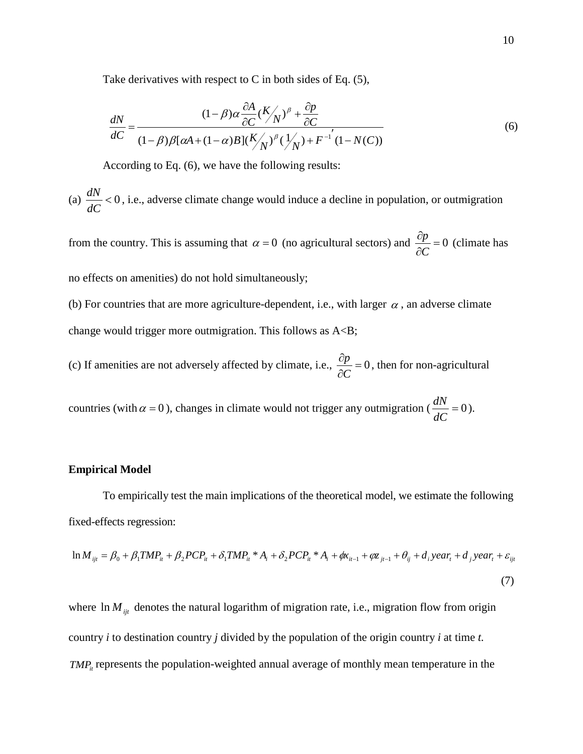Take derivatives with respect to C in both sides of Eq. (5),

$$\frac{dN}{dC} = \frac{(1-\beta)\alpha \frac{\partial A}{\partial C}(K/N)^{\beta} + \frac{\partial p}{\partial C}}{(1-\beta)\beta[\alpha A + (1-\alpha)B](K/N)^{\beta}(1/N) + F^{-1'}(1-N(C))} \tag{6}$$

According to Eq. (6), we have the following results:

(a) $\frac{dN}{dC} < 0$, i.e., adverse climate change would induce a decline in population, or outmigration from the country. This is assuming that $\alpha = 0$ (no agricultural sectors) and $\frac{\partial p}{\partial C} = 0$ (climate has no effects on amenities) do not hold simultaneously;

(b) For countries that are more agriculture-dependent, i.e., with larger $\alpha$, an adverse climate change would trigger more outmigration. This follows as A<B;

(c) If amenities are not adversely affected by climate, i.e., $\frac{\partial p}{\partial C} = 0$, then for non-agricultural countries (with $\alpha = 0$), changes in climate would not trigger any outmigration ($\frac{dN}{dC} = 0$).

**Empirical Model**

To empirically test the main implications of the theoretical model, we estimate the following fixed-effects regression:

$$\ln M_{ijt} = \beta_0 + \beta_1 TMP_{it} + \beta_2 PCP_{it} + \delta_1 TMP_{it} * A_i + \delta_2 PCP_{it} * A_i + \phi x_{it-1} + \varphi z_{jt-1} + \theta_{ij} + d_i year_t + d_j year_t + \varepsilon_{ijt} \tag{7}$$

where $\ln M_{ijt}$ denotes the natural logarithm of migration rate, i.e., migration flow from origin country *i* to destination country *j* divided by the population of the origin country *i* at time *t*. $TMP_{it}$ represents the population-weighted annual average of monthly mean temperature in the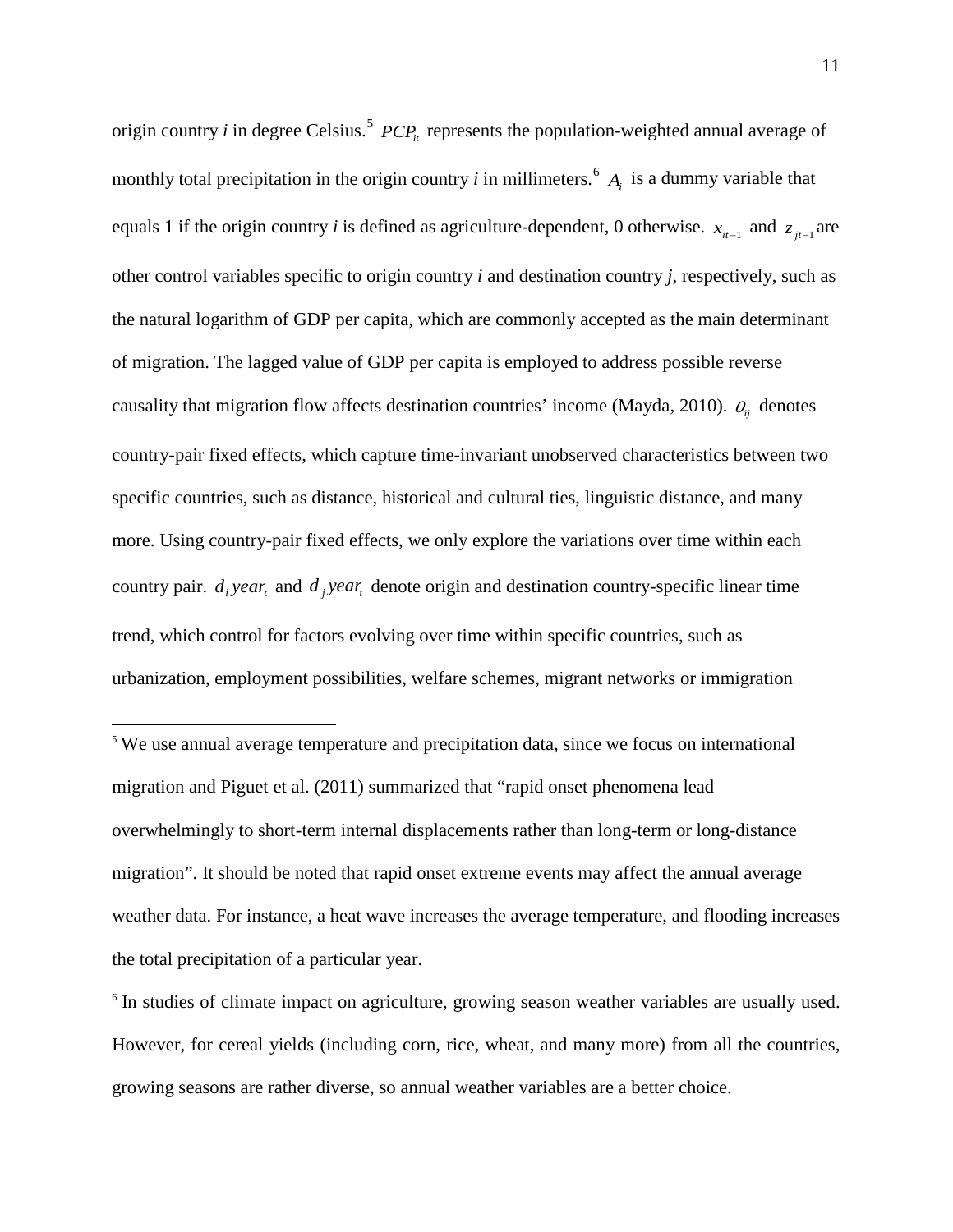origin country *i* in degree Celsius.[5] $PCP_{it}$ represents the population-weighted annual average of monthly total precipitation in the origin country *i* in millimeters.[6] $A_i$ is a dummy variable that equals 1 if the origin country *i* is defined as agriculture-dependent, 0 otherwise. $x_{it-1}$ and $z_{jt-1}$ are other control variables specific to origin country *i* and destination country *j*, respectively, such as the natural logarithm of GDP per capita, which are commonly accepted as the main determinant of migration. The lagged value of GDP per capita is employed to address possible reverse causality that migration flow affects destination countries' income (Mayda, 2010). $\theta_{ij}$ denotes country-pair fixed effects, which capture time-invariant unobserved characteristics between two specific countries, such as distance, historical and cultural ties, linguistic distance, and many more. Using country-pair fixed effects, we only explore the variations over time within each country pair. $d_i year_t$ and $d_j year_t$ denote origin and destination country-specific linear time trend, which control for factors evolving over time within specific countries, such as urbanization, employment possibilities, welfare schemes, migrant networks or immigration

[5] We use annual average temperature and precipitation data, since we focus on international migration and Piguet et al. (2011) summarized that "rapid onset phenomena lead overwhelmingly to short-term internal displacements rather than long-term or long-distance migration". It should be noted that rapid onset extreme events may affect the annual average weather data. For instance, a heat wave increases the average temperature, and flooding increases the total precipitation of a particular year.

[6] In studies of climate impact on agriculture, growing season weather variables are usually used. However, for cereal yields (including corn, rice, wheat, and many more) from all the countries, growing seasons are rather diverse, so annual weather variables are a better choice.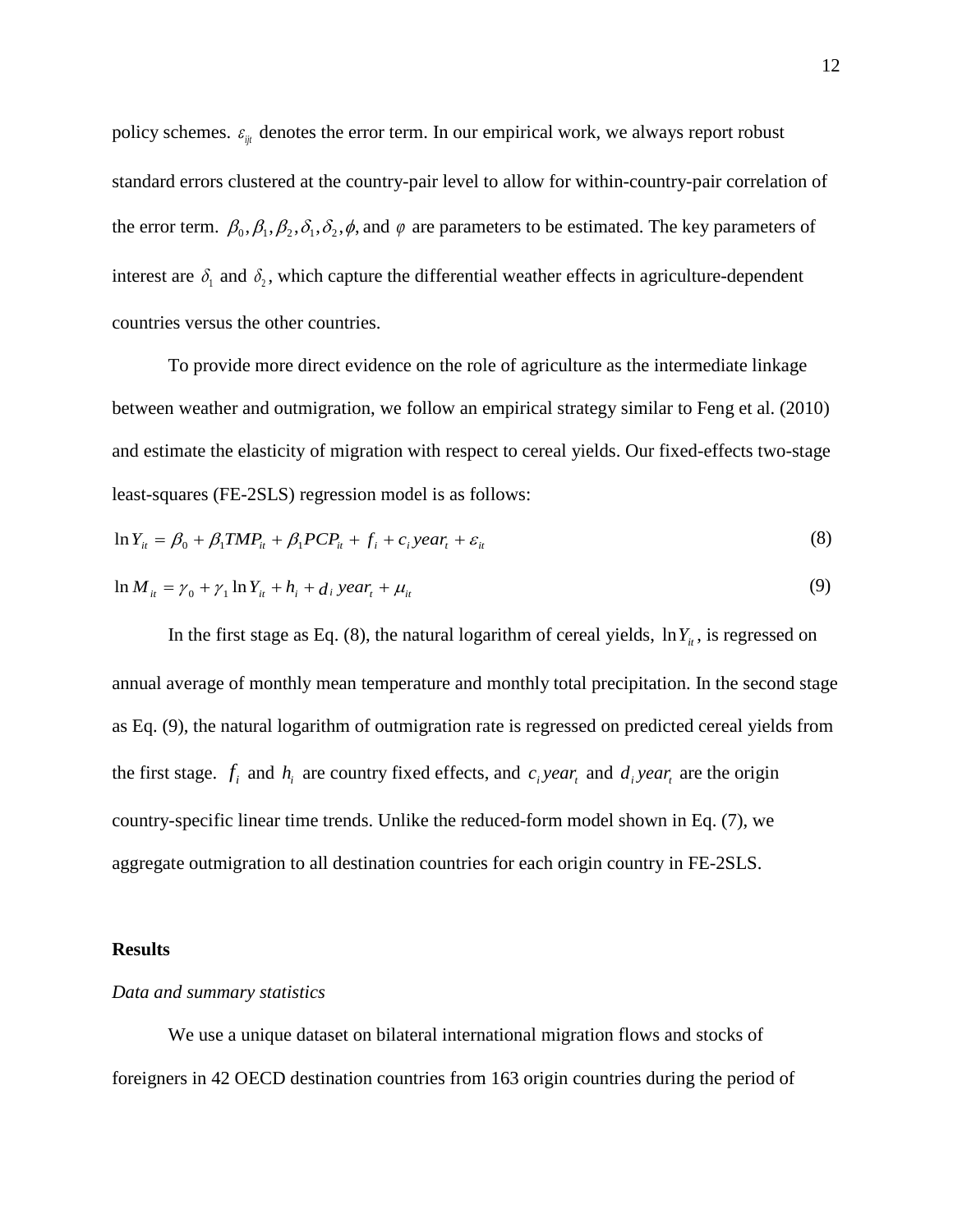policy schemes. $\varepsilon_{ijt}$ denotes the error term. In our empirical work, we always report robust standard errors clustered at the country-pair level to allow for within-country-pair correlation of the error term. $\beta_0, \beta_1, \beta_2, \delta_1, \delta_2, \phi,$ and $\varphi$ are parameters to be estimated. The key parameters of interest are $\delta_1$ and $\delta_2$, which capture the differential weather effects in agriculture-dependent countries versus the other countries.

To provide more direct evidence on the role of agriculture as the intermediate linkage between weather and outmigration, we follow an empirical strategy similar to Feng et al. (2010) and estimate the elasticity of migration with respect to cereal yields. Our fixed-effects two-stage least-squares (FE-2SLS) regression model is as follows:

$$\ln Y_{it} = \beta_0 + \beta_1 TMP_{it} + \beta_1 PCP_{it} + f_i + c_i year_t + \varepsilon_{it} \tag{8}$$

$$\ln M_{it} = \gamma_0 + \gamma_1 \ln Y_{it} + h_i + d_i year_t + \mu_{it} \tag{9}$$

In the first stage as Eq. (8), the natural logarithm of cereal yields, $\ln Y_{it}$, is regressed on annual average of monthly mean temperature and monthly total precipitation. In the second stage as Eq. (9), the natural logarithm of outmigration rate is regressed on predicted cereal yields from the first stage. $f_i$ and $h_i$ are country fixed effects, and $c_i year_t$ and $d_i year_t$ are the origin country-specific linear time trends. Unlike the reduced-form model shown in Eq. (7), we aggregate outmigration to all destination countries for each origin country in FE-2SLS.

## Results

### *Data and summary statistics*

We use a unique dataset on bilateral international migration flows and stocks of foreigners in 42 OECD destination countries from 163 origin countries during the period of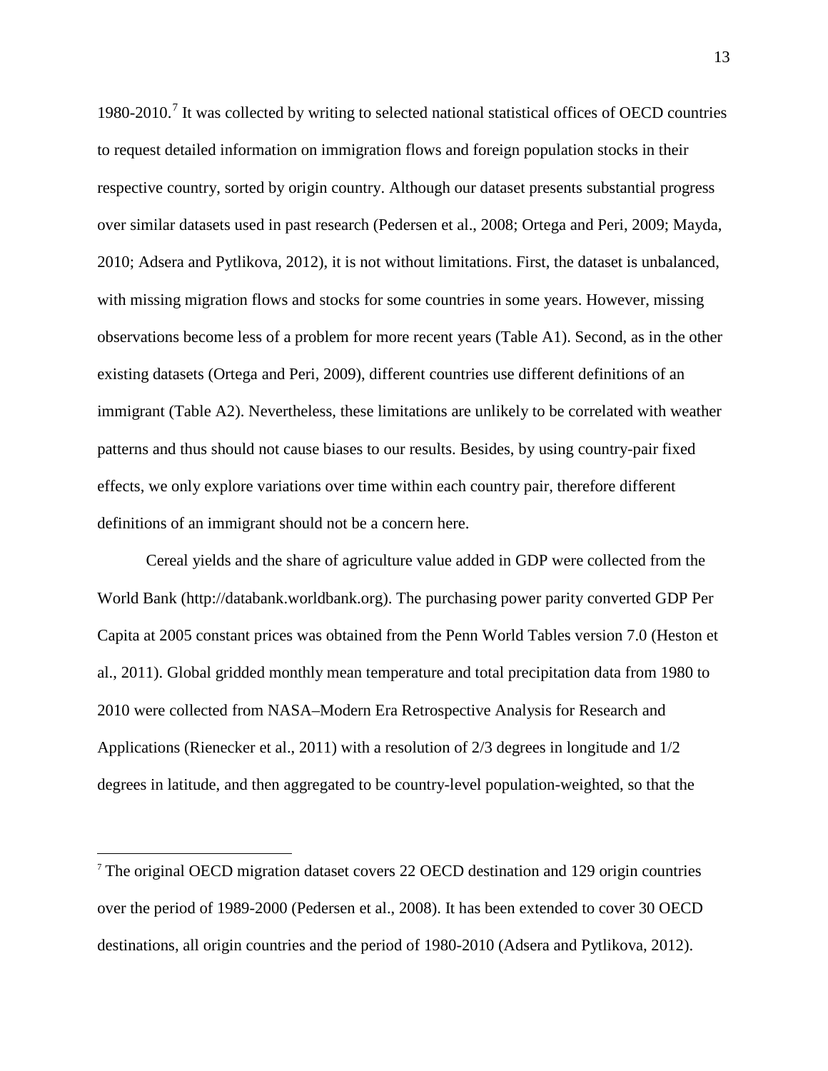1980-2010.[7] It was collected by writing to selected national statistical offices of OECD countries to request detailed information on immigration flows and foreign population stocks in their respective country, sorted by origin country. Although our dataset presents substantial progress over similar datasets used in past research (Pedersen et al., 2008; Ortega and Peri, 2009; Mayda, 2010; Adsera and Pytlikova, 2012), it is not without limitations. First, the dataset is unbalanced, with missing migration flows and stocks for some countries in some years. However, missing observations become less of a problem for more recent years (Table A1). Second, as in the other existing datasets (Ortega and Peri, 2009), different countries use different definitions of an immigrant (Table A2). Nevertheless, these limitations are unlikely to be correlated with weather patterns and thus should not cause biases to our results. Besides, by using country-pair fixed effects, we only explore variations over time within each country pair, therefore different definitions of an immigrant should not be a concern here.

Cereal yields and the share of agriculture value added in GDP were collected from the World Bank (http://databank.worldbank.org). The purchasing power parity converted GDP Per Capita at 2005 constant prices was obtained from the Penn World Tables version 7.0 (Heston et al., 2011). Global gridded monthly mean temperature and total precipitation data from 1980 to 2010 were collected from NASA–Modern Era Retrospective Analysis for Research and Applications (Rienecker et al., 2011) with a resolution of 2/3 degrees in longitude and 1/2 degrees in latitude, and then aggregated to be country-level population-weighted, so that the

[7] The original OECD migration dataset covers 22 OECD destination and 129 origin countries over the period of 1989-2000 (Pedersen et al., 2008). It has been extended to cover 30 OECD destinations, all origin countries and the period of 1980-2010 (Adsera and Pytlikova, 2012).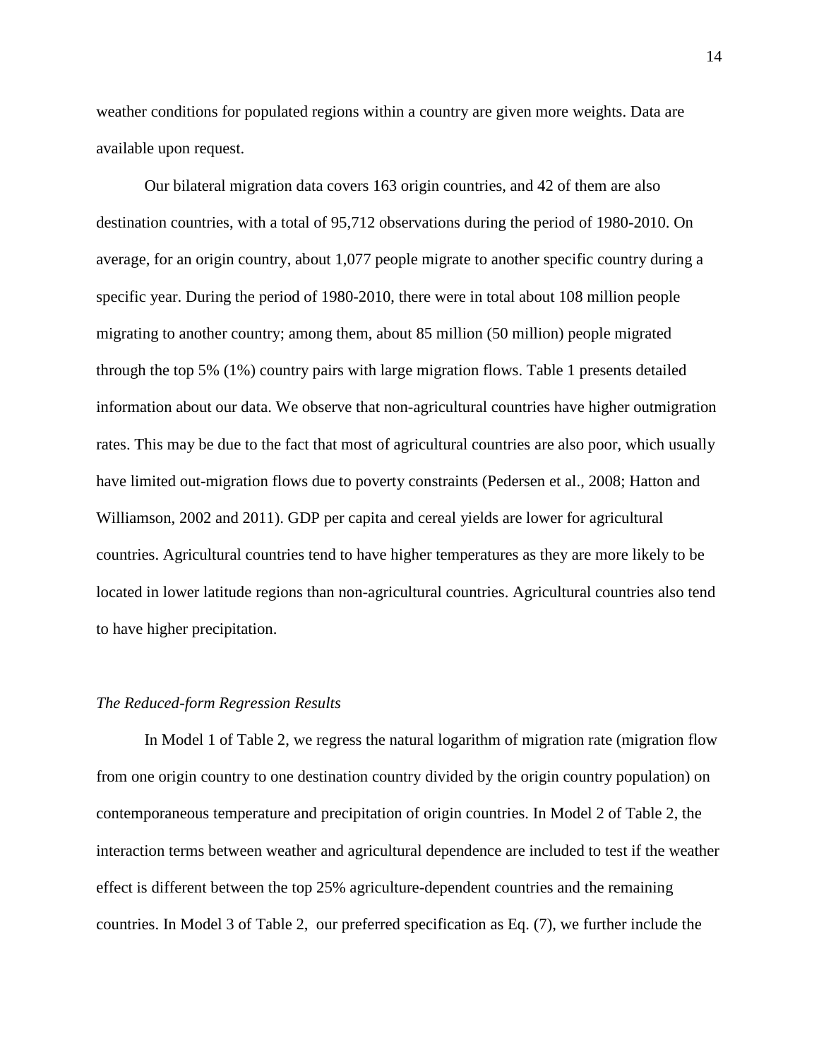weather conditions for populated regions within a country are given more weights. Data are available upon request.

Our bilateral migration data covers 163 origin countries, and 42 of them are also destination countries, with a total of 95,712 observations during the period of 1980-2010. On average, for an origin country, about 1,077 people migrate to another specific country during a specific year. During the period of 1980-2010, there were in total about 108 million people migrating to another country; among them, about 85 million (50 million) people migrated through the top 5% (1%) country pairs with large migration flows. Table 1 presents detailed information about our data. We observe that non-agricultural countries have higher outmigration rates. This may be due to the fact that most of agricultural countries are also poor, which usually have limited out-migration flows due to poverty constraints (Pedersen et al., 2008; Hatton and Williamson, 2002 and 2011). GDP per capita and cereal yields are lower for agricultural countries. Agricultural countries tend to have higher temperatures as they are more likely to be located in lower latitude regions than non-agricultural countries. Agricultural countries also tend to have higher precipitation.

*The Reduced-form Regression Results*

In Model 1 of Table 2, we regress the natural logarithm of migration rate (migration flow from one origin country to one destination country divided by the origin country population) on contemporaneous temperature and precipitation of origin countries. In Model 2 of Table 2, the interaction terms between weather and agricultural dependence are included to test if the weather effect is different between the top 25% agriculture-dependent countries and the remaining countries. In Model 3 of Table 2, our preferred specification as Eq. (7), we further include the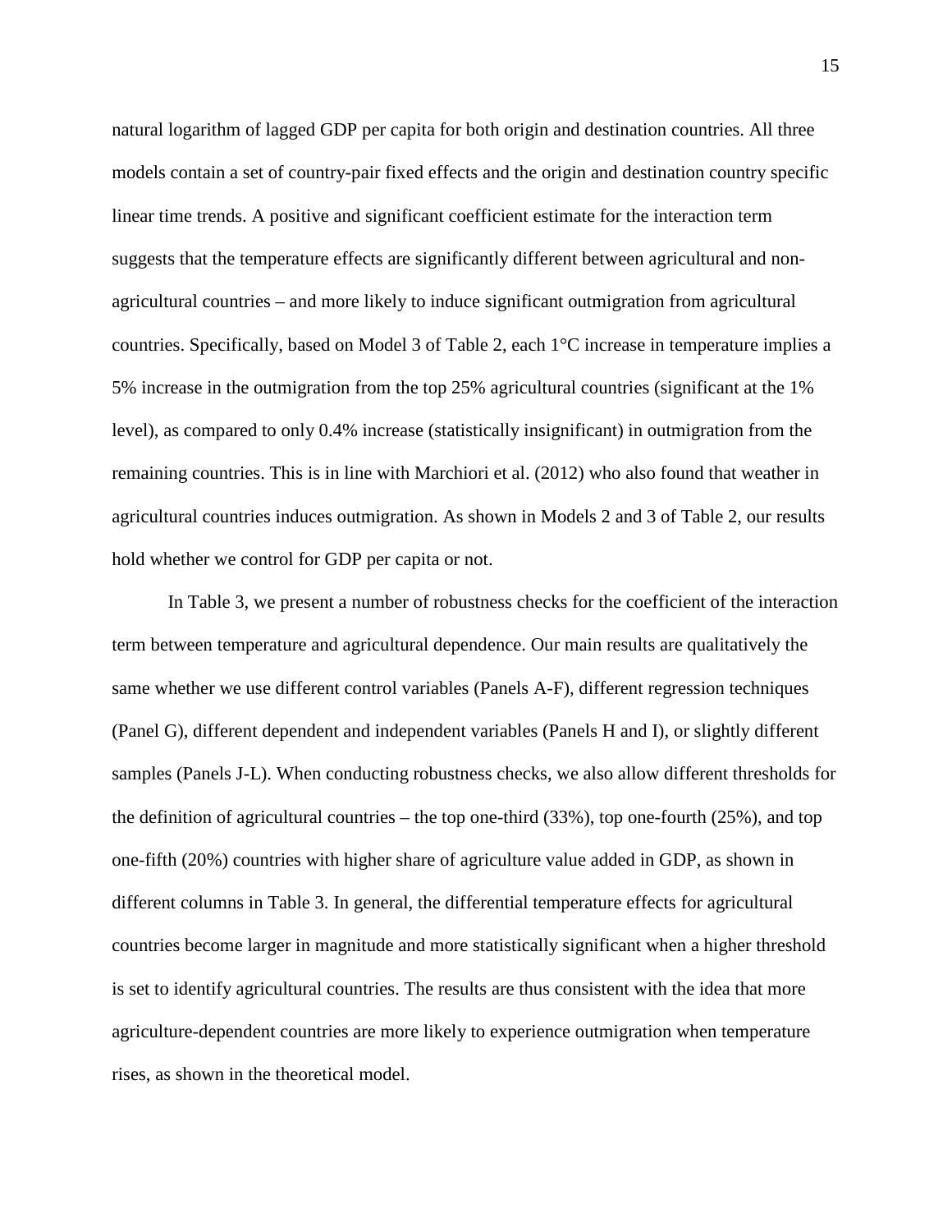natural logarithm of lagged GDP per capita for both origin and destination countries. All three models contain a set of country-pair fixed effects and the origin and destination country specific linear time trends. A positive and significant coefficient estimate for the interaction term suggests that the temperature effects are significantly different between agricultural and non-agricultural countries – and more likely to induce significant outmigration from agricultural countries. Specifically, based on Model 3 of Table 2, each 1°C increase in temperature implies a 5% increase in the outmigration from the top 25% agricultural countries (significant at the 1% level), as compared to only 0.4% increase (statistically insignificant) in outmigration from the remaining countries. This is in line with Marchiori et al. (2012) who also found that weather in agricultural countries induces outmigration. As shown in Models 2 and 3 of Table 2, our results hold whether we control for GDP per capita or not.

In Table 3, we present a number of robustness checks for the coefficient of the interaction term between temperature and agricultural dependence. Our main results are qualitatively the same whether we use different control variables (Panels A-F), different regression techniques (Panel G), different dependent and independent variables (Panels H and I), or slightly different samples (Panels J-L). When conducting robustness checks, we also allow different thresholds for the definition of agricultural countries – the top one-third (33%), top one-fourth (25%), and top one-fifth (20%) countries with higher share of agriculture value added in GDP, as shown in different columns in Table 3. In general, the differential temperature effects for agricultural countries become larger in magnitude and more statistically significant when a higher threshold is set to identify agricultural countries. The results are thus consistent with the idea that more agriculture-dependent countries are more likely to experience outmigration when temperature rises, as shown in the theoretical model.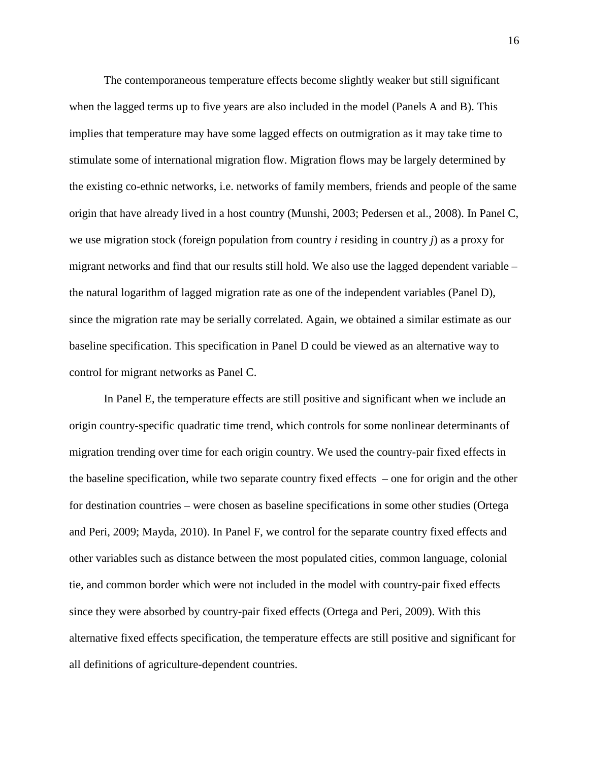The contemporaneous temperature effects become slightly weaker but still significant when the lagged terms up to five years are also included in the model (Panels A and B). This implies that temperature may have some lagged effects on outmigration as it may take time to stimulate some of international migration flow. Migration flows may be largely determined by the existing co-ethnic networks, i.e. networks of family members, friends and people of the same origin that have already lived in a host country (Munshi, 2003; Pedersen et al., 2008). In Panel C, we use migration stock (foreign population from country *i* residing in country *j*) as a proxy for migrant networks and find that our results still hold. We also use the lagged dependent variable – the natural logarithm of lagged migration rate as one of the independent variables (Panel D), since the migration rate may be serially correlated. Again, we obtained a similar estimate as our baseline specification. This specification in Panel D could be viewed as an alternative way to control for migrant networks as Panel C.

In Panel E, the temperature effects are still positive and significant when we include an origin country-specific quadratic time trend, which controls for some nonlinear determinants of migration trending over time for each origin country. We used the country-pair fixed effects in the baseline specification, while two separate country fixed effects – one for origin and the other for destination countries – were chosen as baseline specifications in some other studies (Ortega and Peri, 2009; Mayda, 2010). In Panel F, we control for the separate country fixed effects and other variables such as distance between the most populated cities, common language, colonial tie, and common border which were not included in the model with country-pair fixed effects since they were absorbed by country-pair fixed effects (Ortega and Peri, 2009). With this alternative fixed effects specification, the temperature effects are still positive and significant for all definitions of agriculture-dependent countries.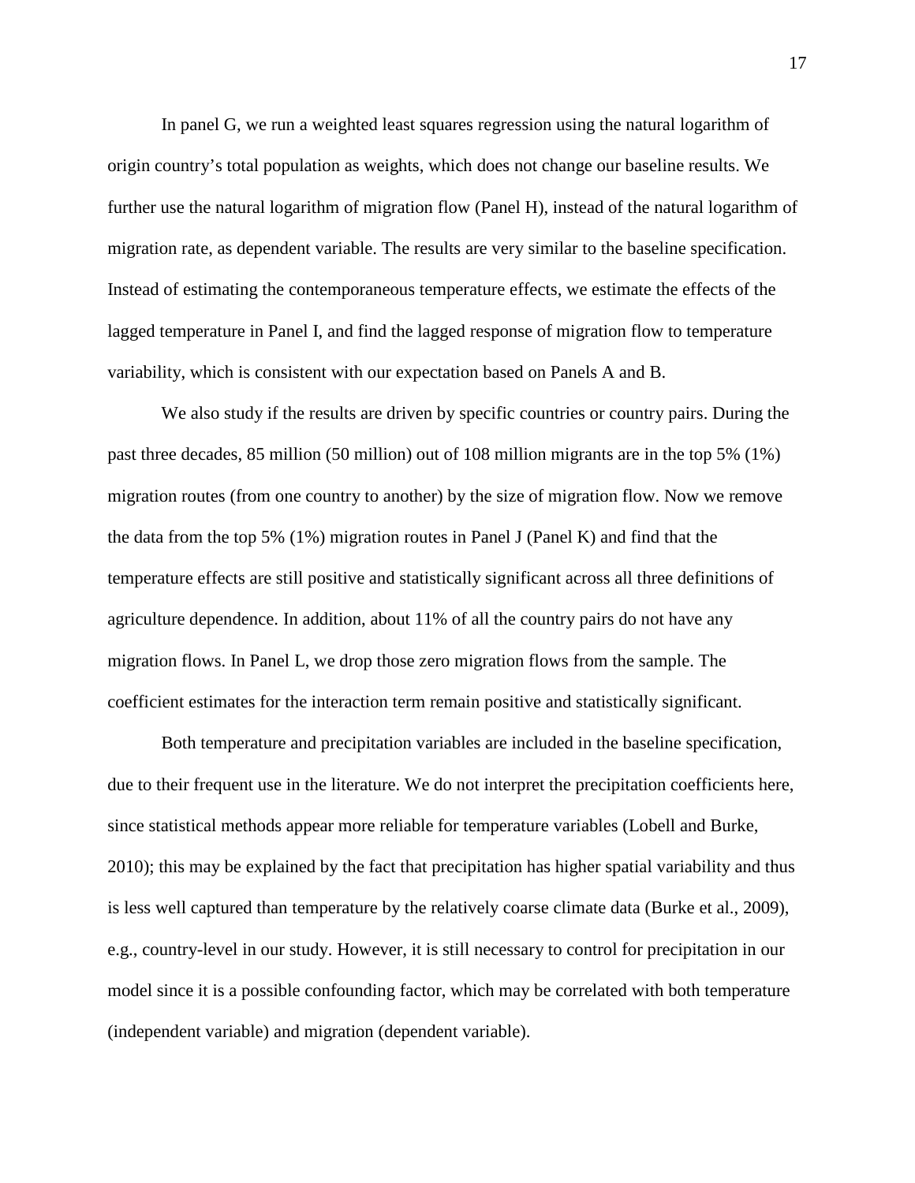In panel G, we run a weighted least squares regression using the natural logarithm of origin country's total population as weights, which does not change our baseline results. We further use the natural logarithm of migration flow (Panel H), instead of the natural logarithm of migration rate, as dependent variable. The results are very similar to the baseline specification. Instead of estimating the contemporaneous temperature effects, we estimate the effects of the lagged temperature in Panel I, and find the lagged response of migration flow to temperature variability, which is consistent with our expectation based on Panels A and B.

We also study if the results are driven by specific countries or country pairs. During the past three decades, 85 million (50 million) out of 108 million migrants are in the top 5% (1%) migration routes (from one country to another) by the size of migration flow. Now we remove the data from the top 5% (1%) migration routes in Panel J (Panel K) and find that the temperature effects are still positive and statistically significant across all three definitions of agriculture dependence. In addition, about 11% of all the country pairs do not have any migration flows. In Panel L, we drop those zero migration flows from the sample. The coefficient estimates for the interaction term remain positive and statistically significant.

Both temperature and precipitation variables are included in the baseline specification, due to their frequent use in the literature. We do not interpret the precipitation coefficients here, since statistical methods appear more reliable for temperature variables (Lobell and Burke, 2010); this may be explained by the fact that precipitation has higher spatial variability and thus is less well captured than temperature by the relatively coarse climate data (Burke et al., 2009), e.g., country-level in our study. However, it is still necessary to control for precipitation in our model since it is a possible confounding factor, which may be correlated with both temperature (independent variable) and migration (dependent variable).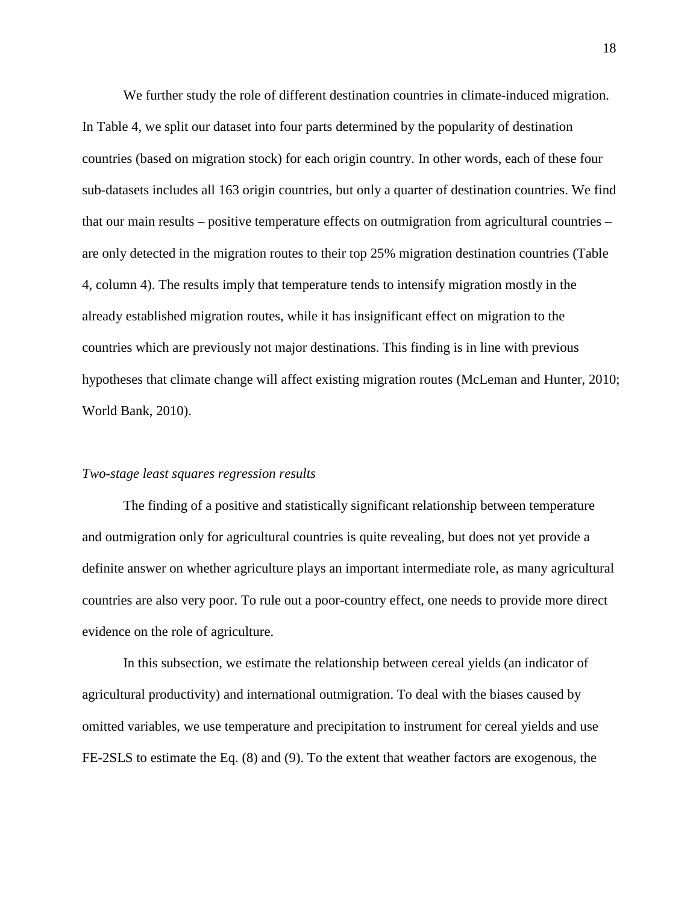We further study the role of different destination countries in climate-induced migration. In Table 4, we split our dataset into four parts determined by the popularity of destination countries (based on migration stock) for each origin country. In other words, each of these four sub-datasets includes all 163 origin countries, but only a quarter of destination countries. We find that our main results – positive temperature effects on outmigration from agricultural countries – are only detected in the migration routes to their top 25% migration destination countries (Table 4, column 4). The results imply that temperature tends to intensify migration mostly in the already established migration routes, while it has insignificant effect on migration to the countries which are previously not major destinations. This finding is in line with previous hypotheses that climate change will affect existing migration routes (McLeman and Hunter, 2010; World Bank, 2010).

*Two-stage least squares regression results*

The finding of a positive and statistically significant relationship between temperature and outmigration only for agricultural countries is quite revealing, but does not yet provide a definite answer on whether agriculture plays an important intermediate role, as many agricultural countries are also very poor. To rule out a poor-country effect, one needs to provide more direct evidence on the role of agriculture.

In this subsection, we estimate the relationship between cereal yields (an indicator of agricultural productivity) and international outmigration. To deal with the biases caused by omitted variables, we use temperature and precipitation to instrument for cereal yields and use FE-2SLS to estimate the Eq. (8) and (9). To the extent that weather factors are exogenous, the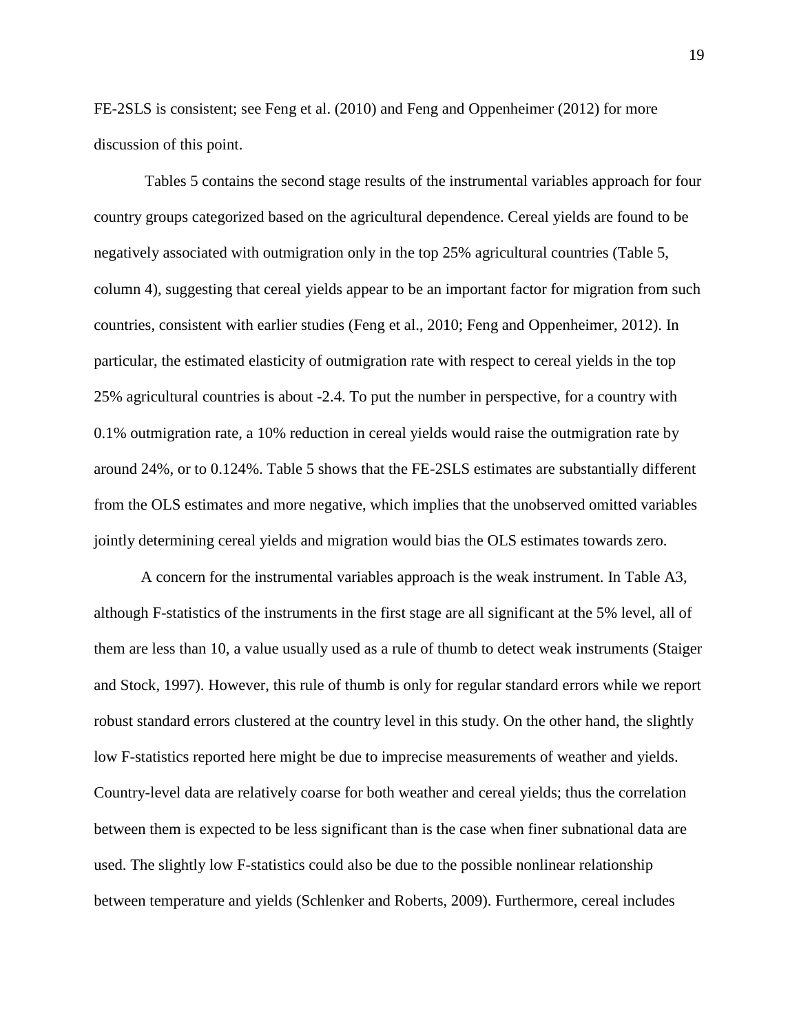FE-2SLS is consistent; see Feng et al. (2010) and Feng and Oppenheimer (2012) for more discussion of this point.

Tables 5 contains the second stage results of the instrumental variables approach for four country groups categorized based on the agricultural dependence. Cereal yields are found to be negatively associated with outmigration only in the top 25% agricultural countries (Table 5, column 4), suggesting that cereal yields appear to be an important factor for migration from such countries, consistent with earlier studies (Feng et al., 2010; Feng and Oppenheimer, 2012). In particular, the estimated elasticity of outmigration rate with respect to cereal yields in the top 25% agricultural countries is about -2.4. To put the number in perspective, for a country with 0.1% outmigration rate, a 10% reduction in cereal yields would raise the outmigration rate by around 24%, or to 0.124%. Table 5 shows that the FE-2SLS estimates are substantially different from the OLS estimates and more negative, which implies that the unobserved omitted variables jointly determining cereal yields and migration would bias the OLS estimates towards zero.

A concern for the instrumental variables approach is the weak instrument. In Table A3, although F-statistics of the instruments in the first stage are all significant at the 5% level, all of them are less than 10, a value usually used as a rule of thumb to detect weak instruments (Staiger and Stock, 1997). However, this rule of thumb is only for regular standard errors while we report robust standard errors clustered at the country level in this study. On the other hand, the slightly low F-statistics reported here might be due to imprecise measurements of weather and yields. Country-level data are relatively coarse for both weather and cereal yields; thus the correlation between them is expected to be less significant than is the case when finer subnational data are used. The slightly low F-statistics could also be due to the possible nonlinear relationship between temperature and yields (Schlenker and Roberts, 2009). Furthermore, cereal includes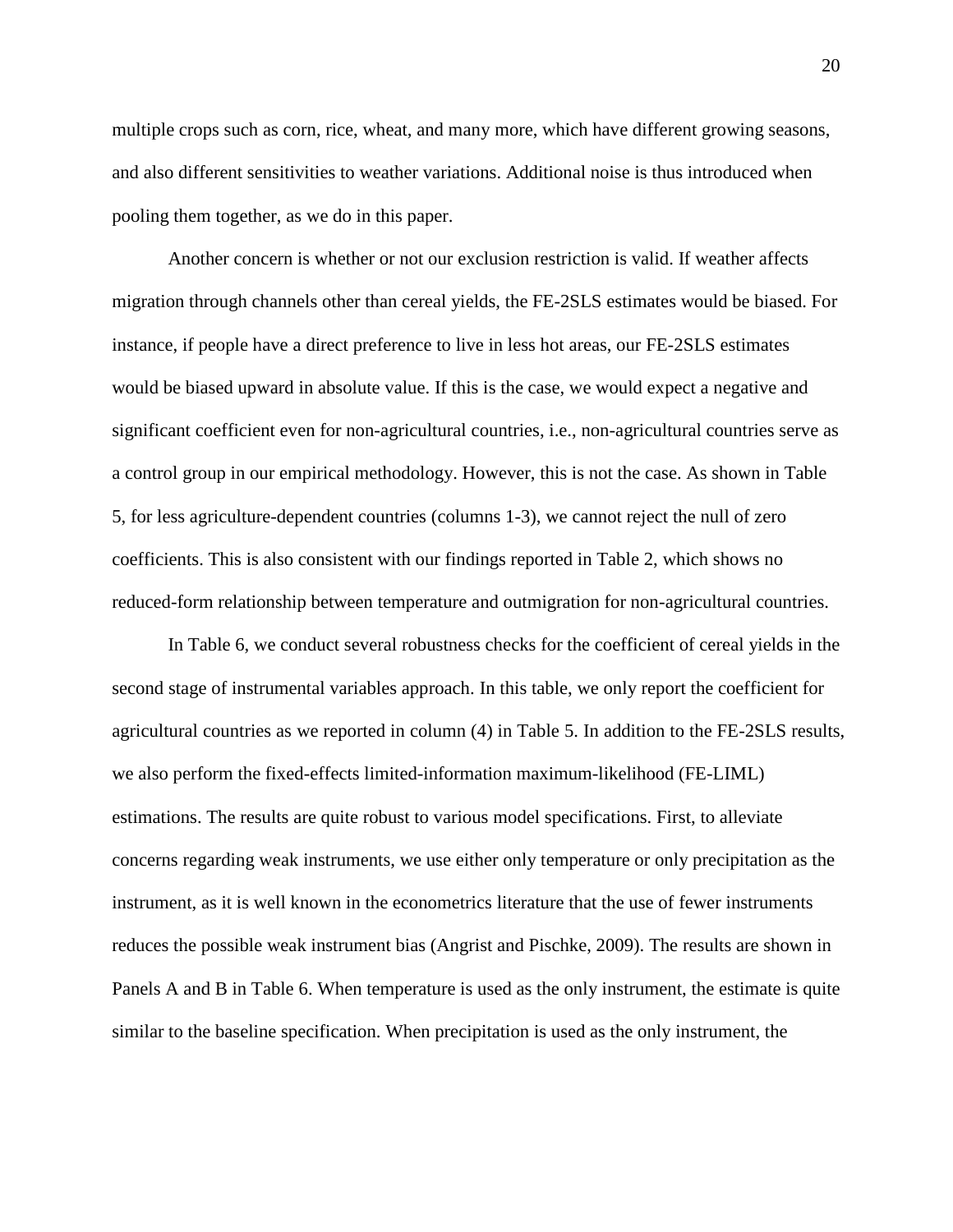multiple crops such as corn, rice, wheat, and many more, which have different growing seasons, and also different sensitivities to weather variations. Additional noise is thus introduced when pooling them together, as we do in this paper.

Another concern is whether or not our exclusion restriction is valid. If weather affects migration through channels other than cereal yields, the FE-2SLS estimates would be biased. For instance, if people have a direct preference to live in less hot areas, our FE-2SLS estimates would be biased upward in absolute value. If this is the case, we would expect a negative and significant coefficient even for non-agricultural countries, i.e., non-agricultural countries serve as a control group in our empirical methodology. However, this is not the case. As shown in Table 5, for less agriculture-dependent countries (columns 1-3), we cannot reject the null of zero coefficients. This is also consistent with our findings reported in Table 2, which shows no reduced-form relationship between temperature and outmigration for non-agricultural countries.

In Table 6, we conduct several robustness checks for the coefficient of cereal yields in the second stage of instrumental variables approach. In this table, we only report the coefficient for agricultural countries as we reported in column (4) in Table 5. In addition to the FE-2SLS results, we also perform the fixed-effects limited-information maximum-likelihood (FE-LIML) estimations. The results are quite robust to various model specifications. First, to alleviate concerns regarding weak instruments, we use either only temperature or only precipitation as the instrument, as it is well known in the econometrics literature that the use of fewer instruments reduces the possible weak instrument bias (Angrist and Pischke, 2009). The results are shown in Panels A and B in Table 6. When temperature is used as the only instrument, the estimate is quite similar to the baseline specification. When precipitation is used as the only instrument, the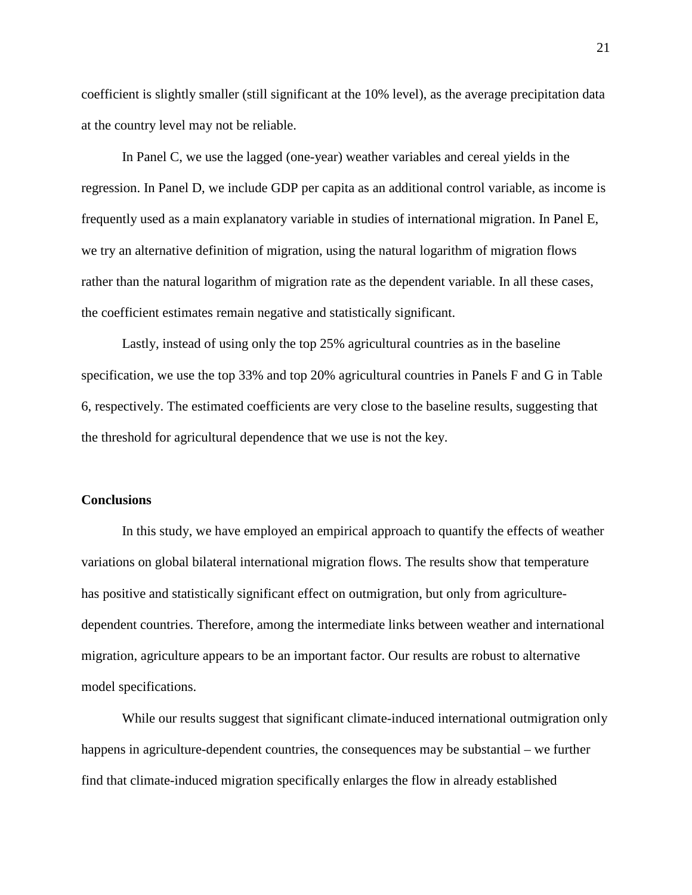coefficient is slightly smaller (still significant at the 10% level), as the average precipitation data at the country level may not be reliable.

In Panel C, we use the lagged (one-year) weather variables and cereal yields in the regression. In Panel D, we include GDP per capita as an additional control variable, as income is frequently used as a main explanatory variable in studies of international migration. In Panel E, we try an alternative definition of migration, using the natural logarithm of migration flows rather than the natural logarithm of migration rate as the dependent variable. In all these cases, the coefficient estimates remain negative and statistically significant.

Lastly, instead of using only the top 25% agricultural countries as in the baseline specification, we use the top 33% and top 20% agricultural countries in Panels F and G in Table 6, respectively. The estimated coefficients are very close to the baseline results, suggesting that the threshold for agricultural dependence that we use is not the key.

**Conclusions**

In this study, we have employed an empirical approach to quantify the effects of weather variations on global bilateral international migration flows. The results show that temperature has positive and statistically significant effect on outmigration, but only from agriculture-dependent countries. Therefore, among the intermediate links between weather and international migration, agriculture appears to be an important factor. Our results are robust to alternative model specifications.

While our results suggest that significant climate-induced international outmigration only happens in agriculture-dependent countries, the consequences may be substantial – we further find that climate-induced migration specifically enlarges the flow in already established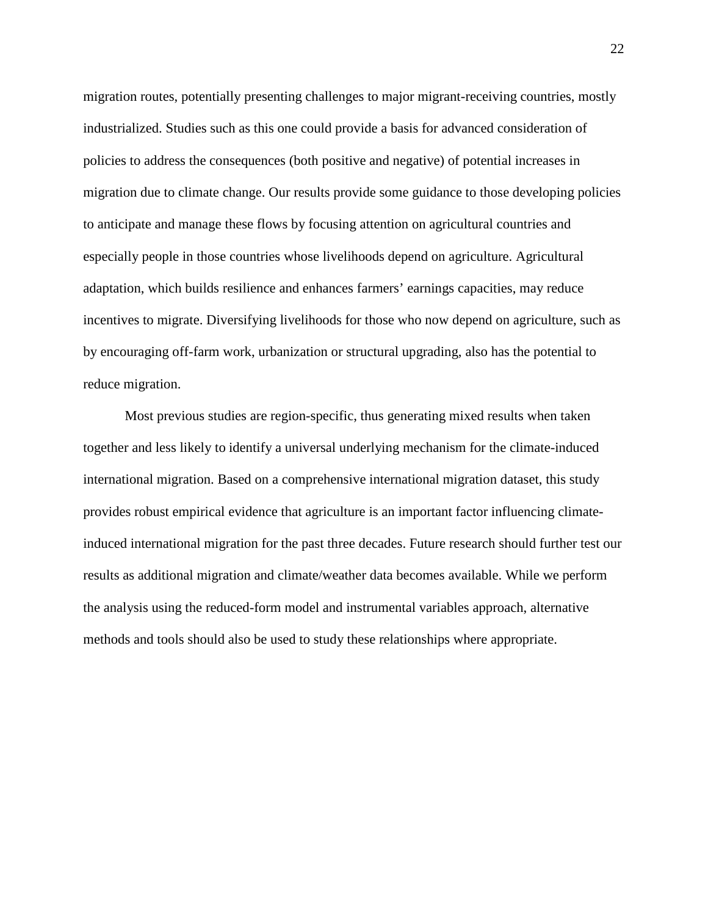migration routes, potentially presenting challenges to major migrant-receiving countries, mostly industrialized. Studies such as this one could provide a basis for advanced consideration of policies to address the consequences (both positive and negative) of potential increases in migration due to climate change. Our results provide some guidance to those developing policies to anticipate and manage these flows by focusing attention on agricultural countries and especially people in those countries whose livelihoods depend on agriculture. Agricultural adaptation, which builds resilience and enhances farmers' earnings capacities, may reduce incentives to migrate. Diversifying livelihoods for those who now depend on agriculture, such as by encouraging off-farm work, urbanization or structural upgrading, also has the potential to reduce migration.

Most previous studies are region-specific, thus generating mixed results when taken together and less likely to identify a universal underlying mechanism for the climate-induced international migration. Based on a comprehensive international migration dataset, this study provides robust empirical evidence that agriculture is an important factor influencing climate-induced international migration for the past three decades. Future research should further test our results as additional migration and climate/weather data becomes available. While we perform the analysis using the reduced-form model and instrumental variables approach, alternative methods and tools should also be used to study these relationships where appropriate.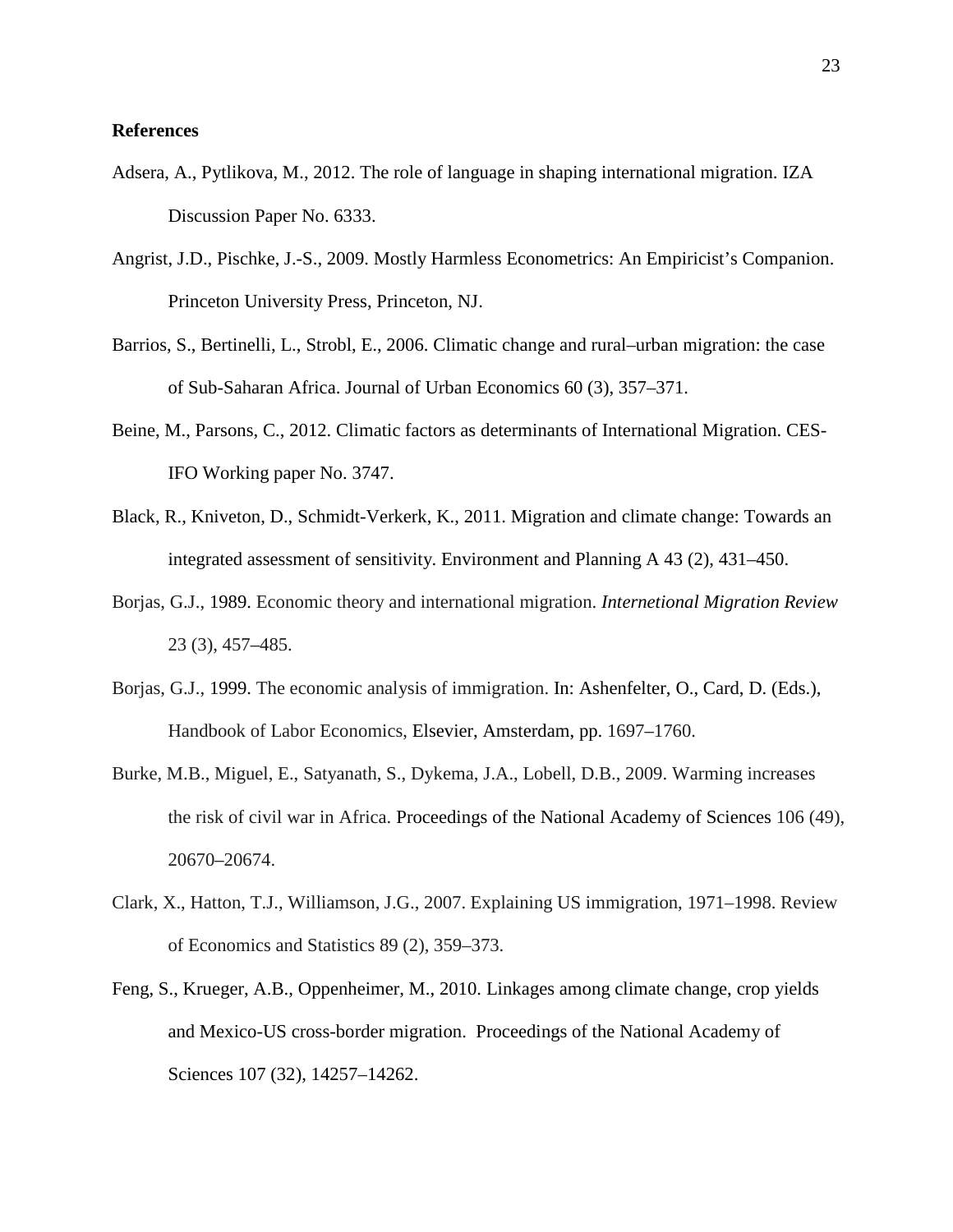**References**

Adsera, A., Pytlikova, M., 2012. The role of language in shaping international migration. IZA Discussion Paper No. 6333.

Angrist, J.D., Pischke, J.-S., 2009. Mostly Harmless Econometrics: An Empiricist's Companion. Princeton University Press, Princeton, NJ.

Barrios, S., Bertinelli, L., Strobl, E., 2006. Climatic change and rural–urban migration: the case of Sub-Saharan Africa. Journal of Urban Economics 60 (3), 357–371.

Beine, M., Parsons, C., 2012. Climatic factors as determinants of International Migration. CES-IFO Working paper No. 3747.

Black, R., Kniveton, D., Schmidt-Verkerk, K., 2011. Migration and climate change: Towards an integrated assessment of sensitivity. Environment and Planning A 43 (2), 431–450.

Borjas, G.J., 1989. Economic theory and international migration. *Internetional Migration Review* 23 (3), 457–485.

Borjas, G.J., 1999. The economic analysis of immigration. In: Ashenfelter, O., Card, D. (Eds.), Handbook of Labor Economics, Elsevier, Amsterdam, pp. 1697–1760.

Burke, M.B., Miguel, E., Satyanath, S., Dykema, J.A., Lobell, D.B., 2009. Warming increases the risk of civil war in Africa. Proceedings of the National Academy of Sciences 106 (49), 20670–20674.

Clark, X., Hatton, T.J., Williamson, J.G., 2007. Explaining US immigration, 1971–1998. Review of Economics and Statistics 89 (2), 359–373.

Feng, S., Krueger, A.B., Oppenheimer, M., 2010. Linkages among climate change, crop yields and Mexico-US cross-border migration. Proceedings of the National Academy of Sciences 107 (32), 14257–14262.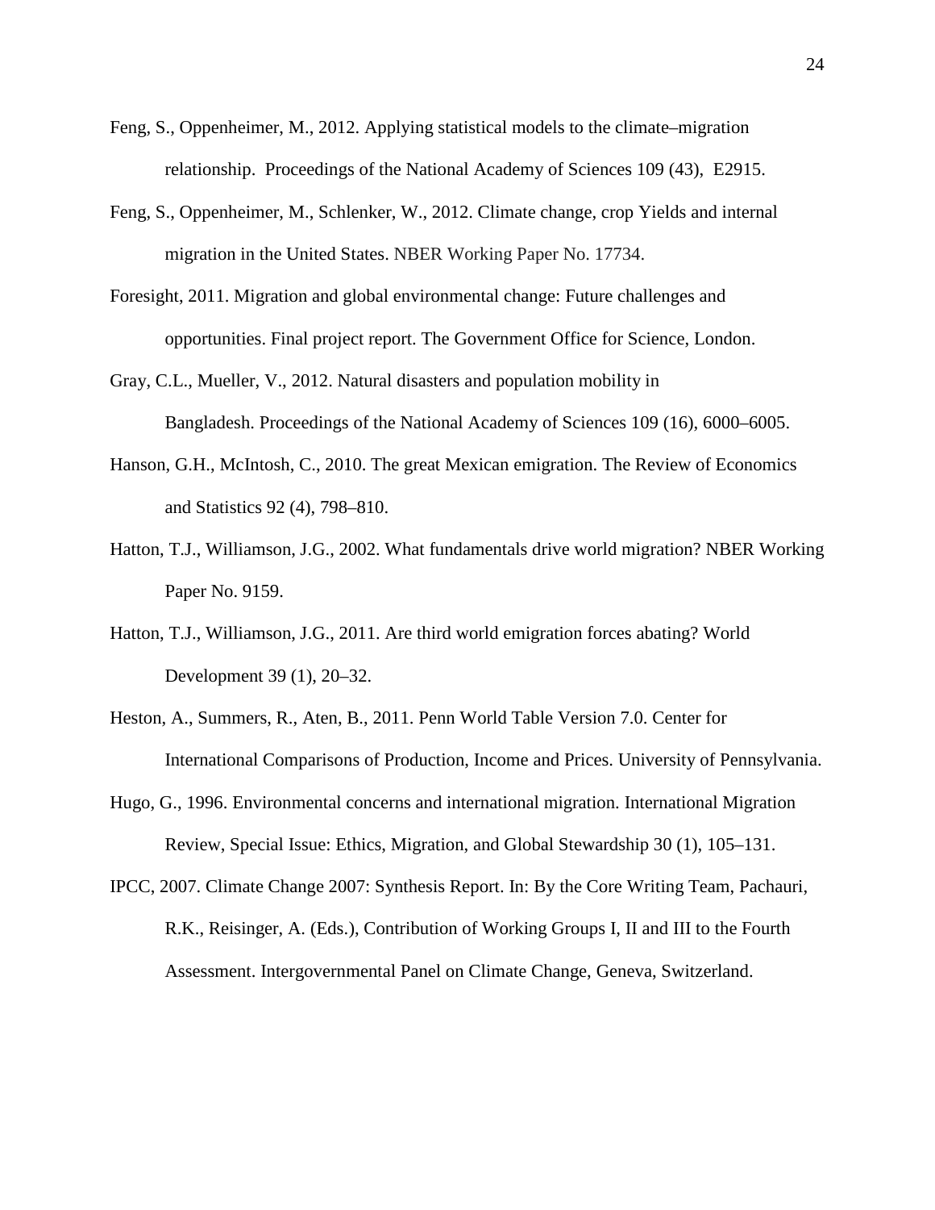Feng, S., Oppenheimer, M., 2012. Applying statistical models to the climate–migration relationship. Proceedings of the National Academy of Sciences 109 (43), E2915.

Feng, S., Oppenheimer, M., Schlenker, W., 2012. Climate change, crop Yields and internal migration in the United States. NBER Working Paper No. 17734.

Foresight, 2011. Migration and global environmental change: Future challenges and opportunities. Final project report. The Government Office for Science, London.

Gray, C.L., Mueller, V., 2012. Natural disasters and population mobility in Bangladesh. Proceedings of the National Academy of Sciences 109 (16), 6000–6005.

Hanson, G.H., McIntosh, C., 2010. The great Mexican emigration. The Review of Economics and Statistics 92 (4), 798–810.

Hatton, T.J., Williamson, J.G., 2002. What fundamentals drive world migration? NBER Working Paper No. 9159.

Hatton, T.J., Williamson, J.G., 2011. Are third world emigration forces abating? World Development 39 (1), 20–32.

Heston, A., Summers, R., Aten, B., 2011. Penn World Table Version 7.0. Center for International Comparisons of Production, Income and Prices. University of Pennsylvania.

Hugo, G., 1996. Environmental concerns and international migration. International Migration Review, Special Issue: Ethics, Migration, and Global Stewardship 30 (1), 105–131.

IPCC, 2007. Climate Change 2007: Synthesis Report. In: By the Core Writing Team, Pachauri, R.K., Reisinger, A. (Eds.), Contribution of Working Groups I, II and III to the Fourth Assessment. Intergovernmental Panel on Climate Change, Geneva, Switzerland.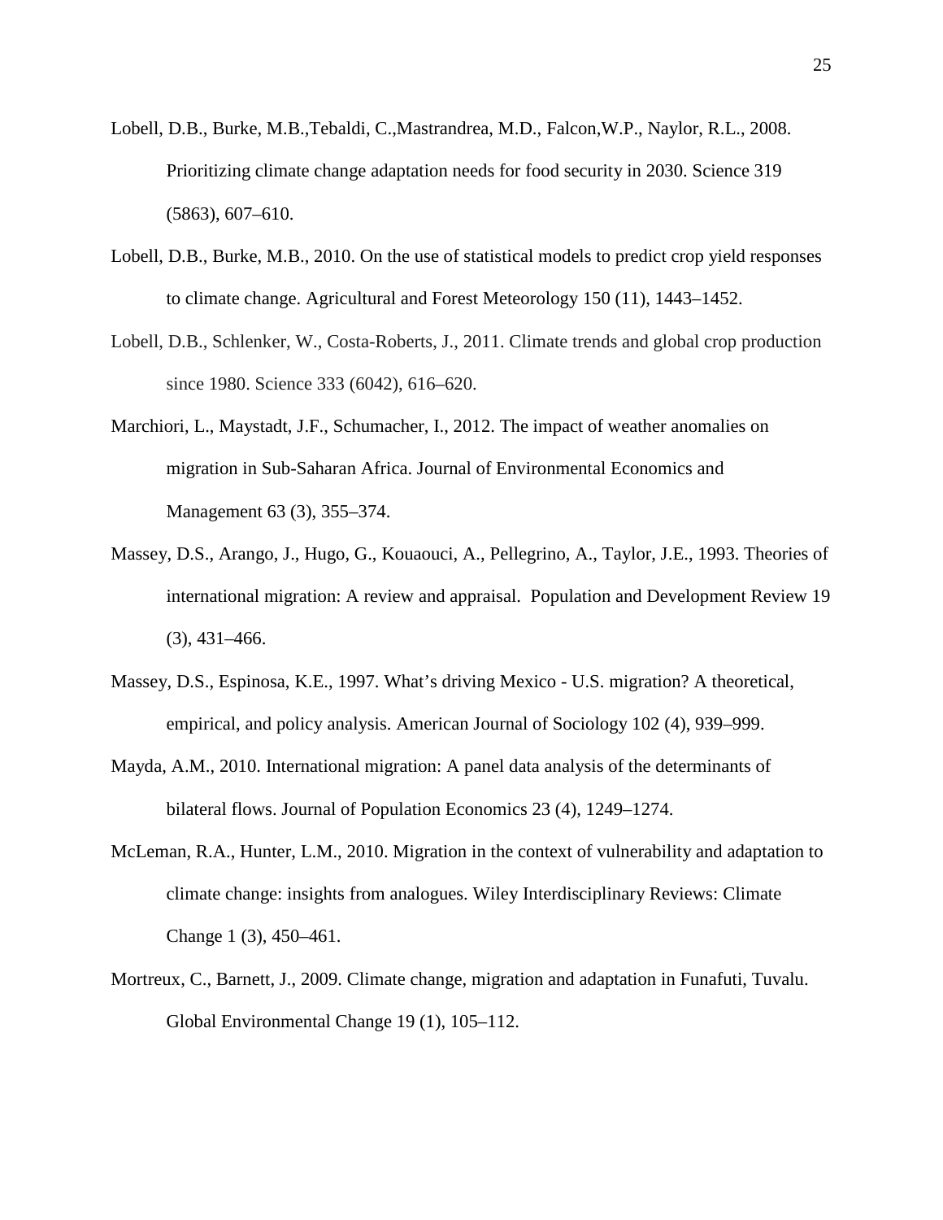Lobell, D.B., Burke, M.B.,Tebaldi, C.,Mastrandrea, M.D., Falcon,W.P., Naylor, R.L., 2008. Prioritizing climate change adaptation needs for food security in 2030. Science 319 (5863), 607–610.

Lobell, D.B., Burke, M.B., 2010. On the use of statistical models to predict crop yield responses to climate change. Agricultural and Forest Meteorology 150 (11), 1443–1452.

Lobell, D.B., Schlenker, W., Costa-Roberts, J., 2011. Climate trends and global crop production since 1980. Science 333 (6042), 616–620.

Marchiori, L., Maystadt, J.F., Schumacher, I., 2012. The impact of weather anomalies on migration in Sub-Saharan Africa. Journal of Environmental Economics and Management 63 (3), 355–374.

Massey, D.S., Arango, J., Hugo, G., Kouaouci, A., Pellegrino, A., Taylor, J.E., 1993. Theories of international migration: A review and appraisal. Population and Development Review 19 (3), 431–466.

Massey, D.S., Espinosa, K.E., 1997. What's driving Mexico - U.S. migration? A theoretical, empirical, and policy analysis. American Journal of Sociology 102 (4), 939–999.

Mayda, A.M., 2010. International migration: A panel data analysis of the determinants of bilateral flows. Journal of Population Economics 23 (4), 1249–1274.

McLeman, R.A., Hunter, L.M., 2010. Migration in the context of vulnerability and adaptation to climate change: insights from analogues. Wiley Interdisciplinary Reviews: Climate Change 1 (3), 450–461.

Mortreux, C., Barnett, J., 2009. Climate change, migration and adaptation in Funafuti, Tuvalu. Global Environmental Change 19 (1), 105–112.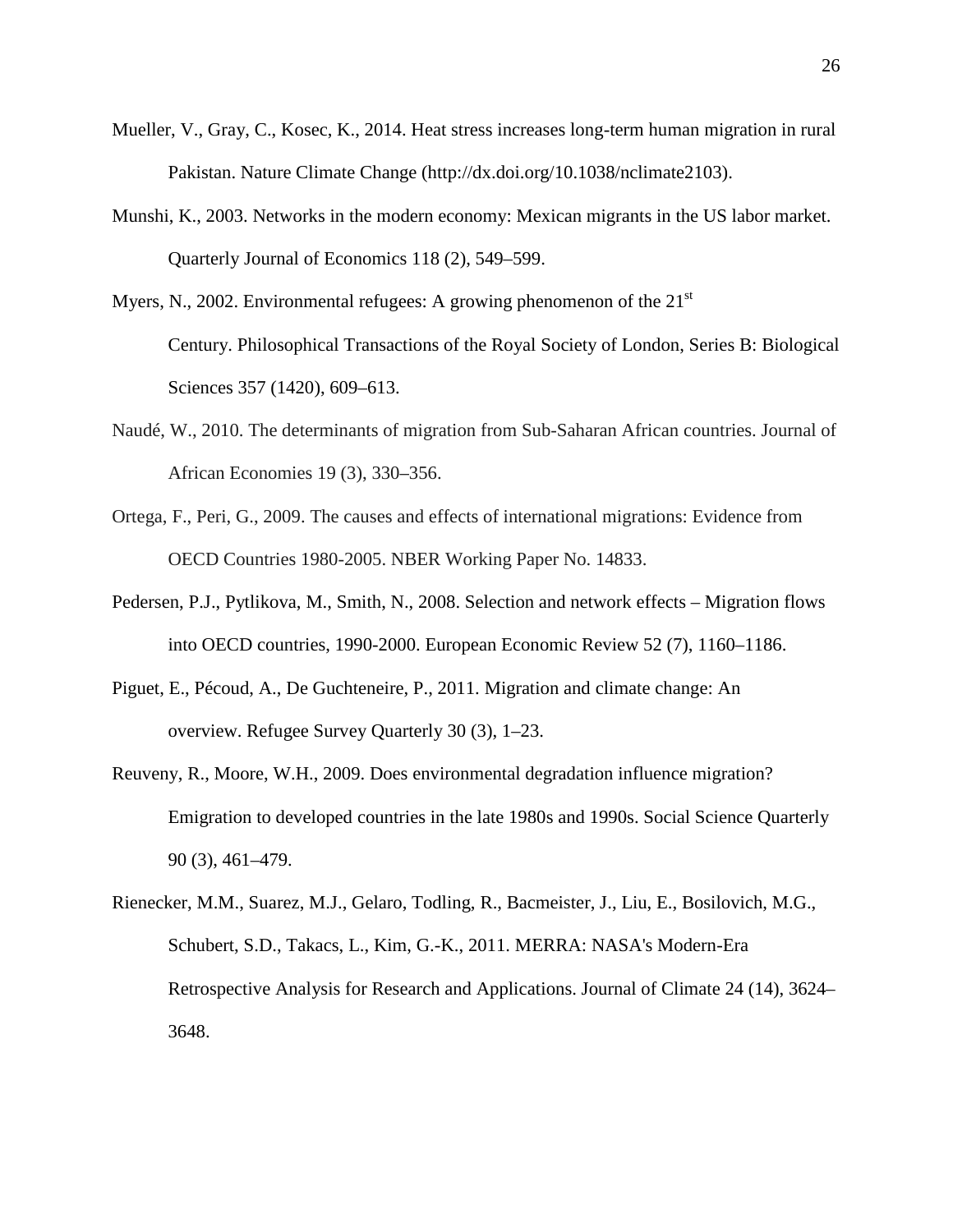Mueller, V., Gray, C., Kosec, K., 2014. Heat stress increases long-term human migration in rural Pakistan. Nature Climate Change (http://dx.doi.org/10.1038/nclimate2103).

Munshi, K., 2003. Networks in the modern economy: Mexican migrants in the US labor market. Quarterly Journal of Economics 118 (2), 549–599.

Myers, N., 2002. Environmental refugees: A growing phenomenon of the 21st Century. Philosophical Transactions of the Royal Society of London, Series B: Biological Sciences 357 (1420), 609–613.

Naudé, W., 2010. The determinants of migration from Sub-Saharan African countries. Journal of African Economies 19 (3), 330–356.

Ortega, F., Peri, G., 2009. The causes and effects of international migrations: Evidence from OECD Countries 1980-2005. NBER Working Paper No. 14833.

Pedersen, P.J., Pytlikova, M., Smith, N., 2008. Selection and network effects – Migration flows into OECD countries, 1990-2000. European Economic Review 52 (7), 1160–1186.

Piguet, E., Pécoud, A., De Guchteneire, P., 2011. Migration and climate change: An overview. Refugee Survey Quarterly 30 (3), 1–23.

Reuveny, R., Moore, W.H., 2009. Does environmental degradation influence migration? Emigration to developed countries in the late 1980s and 1990s. Social Science Quarterly 90 (3), 461–479.

Rienecker, M.M., Suarez, M.J., Gelaro, Todling, R., Bacmeister, J., Liu, E., Bosilovich, M.G., Schubert, S.D., Takacs, L., Kim, G.-K., 2011. MERRA: NASA's Modern-Era Retrospective Analysis for Research and Applications. Journal of Climate 24 (14), 3624–3648.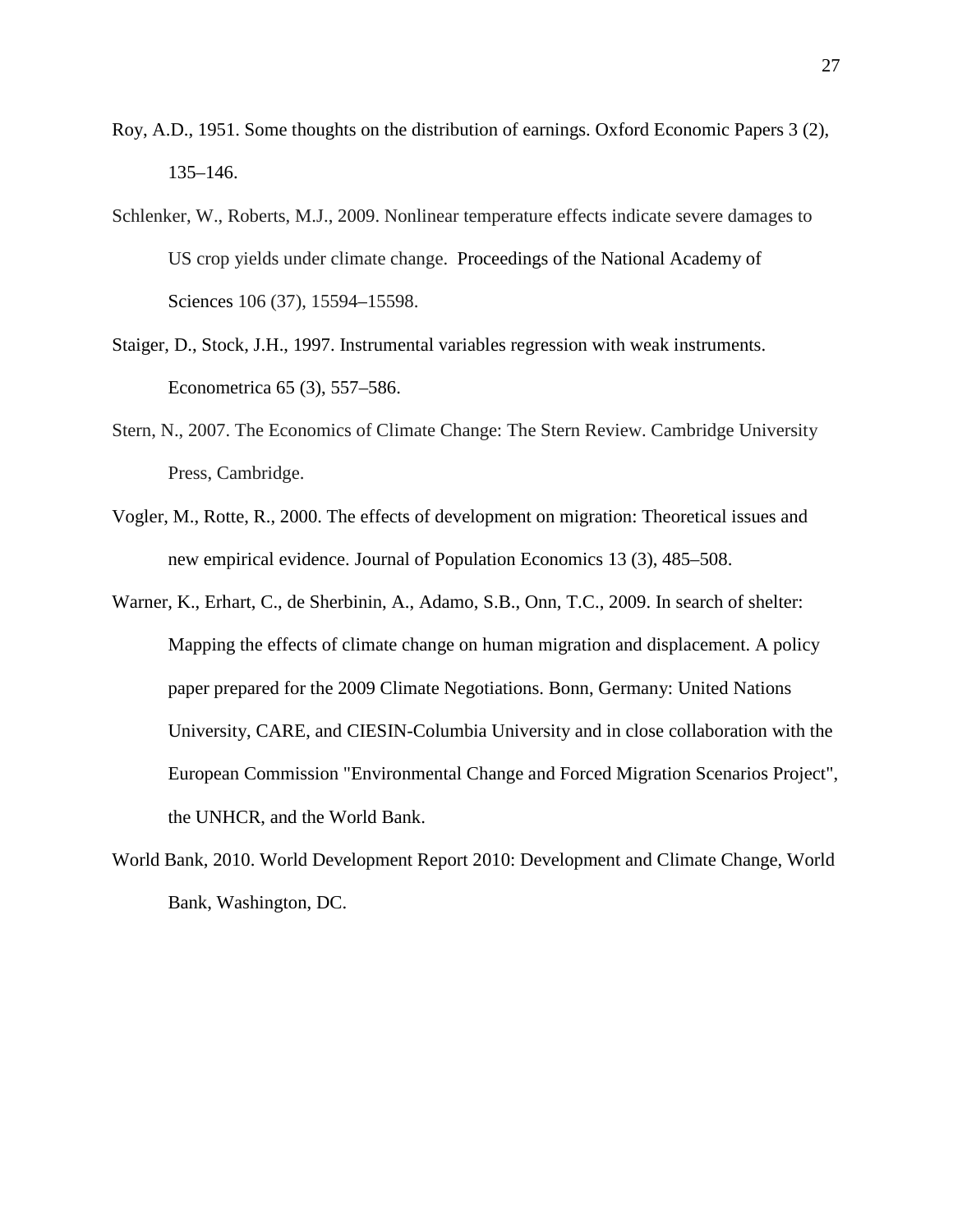Roy, A.D., 1951. Some thoughts on the distribution of earnings. Oxford Economic Papers 3 (2), 135–146.

Schlenker, W., Roberts, M.J., 2009. Nonlinear temperature effects indicate severe damages to US crop yields under climate change. Proceedings of the National Academy of Sciences 106 (37), 15594–15598.

Staiger, D., Stock, J.H., 1997. Instrumental variables regression with weak instruments. Econometrica 65 (3), 557–586.

Stern, N., 2007. The Economics of Climate Change: The Stern Review. Cambridge University Press, Cambridge.

Vogler, M., Rotte, R., 2000. The effects of development on migration: Theoretical issues and new empirical evidence. Journal of Population Economics 13 (3), 485–508.

Warner, K., Erhart, C., de Sherbinin, A., Adamo, S.B., Onn, T.C., 2009. In search of shelter: Mapping the effects of climate change on human migration and displacement. A policy paper prepared for the 2009 Climate Negotiations. Bonn, Germany: United Nations University, CARE, and CIESIN-Columbia University and in close collaboration with the European Commission "Environmental Change and Forced Migration Scenarios Project", the UNHCR, and the World Bank.

World Bank, 2010. World Development Report 2010: Development and Climate Change, World Bank, Washington, DC.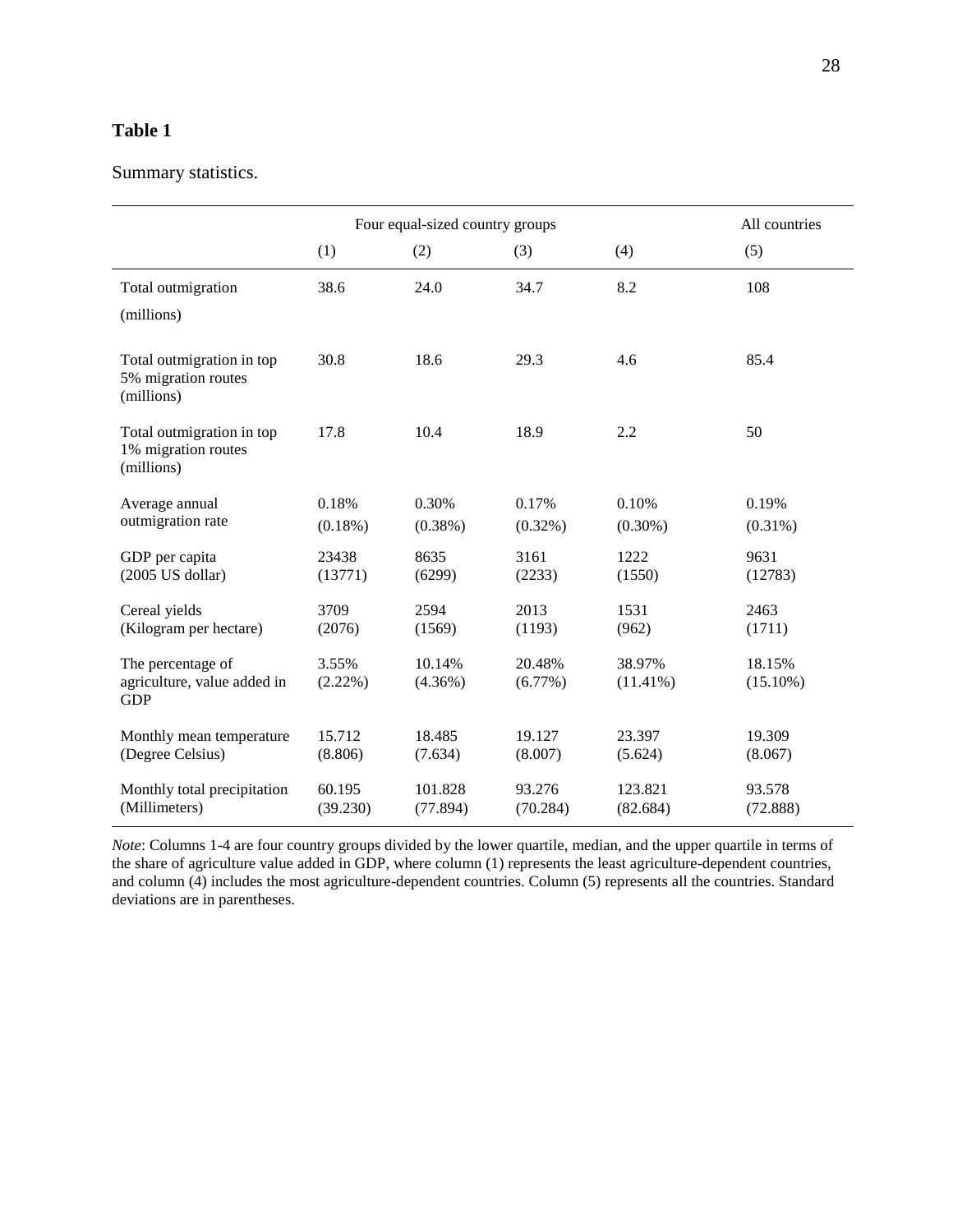**Table 1**

Summary statistics.

| | Four equal-sized country groups | | | | All countries |
|---|---|---|---|---|---|
| | (1) | (2) | (3) | (4) | (5) |
| Total outmigration (millions) | 38.6 | 24.0 | 34.7 | 8.2 | 108 |
| Total outmigration in top 5% migration routes (millions) | 30.8 | 18.6 | 29.3 | 4.6 | 85.4 |
| Total outmigration in top 1% migration routes (millions) | 17.8 | 10.4 | 18.9 | 2.2 | 50 |
| Average annual outmigration rate | 0.18% (0.18%) | 0.30% (0.38%) | 0.17% (0.32%) | 0.10% (0.30%) | 0.19% (0.31%) |
| GDP per capita (2005 US dollar) | 23438 (13771) | 8635 (6299) | 3161 (2233) | 1222 (1550) | 9631 (12783) |
| Cereal yields (Kilogram per hectare) | 3709 (2076) | 2594 (1569) | 2013 (1193) | 1531 (962) | 2463 (1711) |
| The percentage of agriculture, value added in GDP | 3.55% (2.22%) | 10.14% (4.36%) | 20.48% (6.77%) | 38.97% (11.41%) | 18.15% (15.10%) |
| Monthly mean temperature (Degree Celsius) | 15.712 (8.806) | 18.485 (7.634) | 19.127 (8.007) | 23.397 (5.624) | 19.309 (8.067) |
| Monthly total precipitation (Millimeters) | 60.195 (39.230) | 101.828 (77.894) | 93.276 (70.284) | 123.821 (82.684) | 93.578 (72.888) |

*Note*: Columns 1-4 are four country groups divided by the lower quartile, median, and the upper quartile in terms of the share of agriculture value added in GDP, where column (1) represents the least agriculture-dependent countries, and column (4) includes the most agriculture-dependent countries. Column (5) represents all the countries. Standard deviations are in parentheses.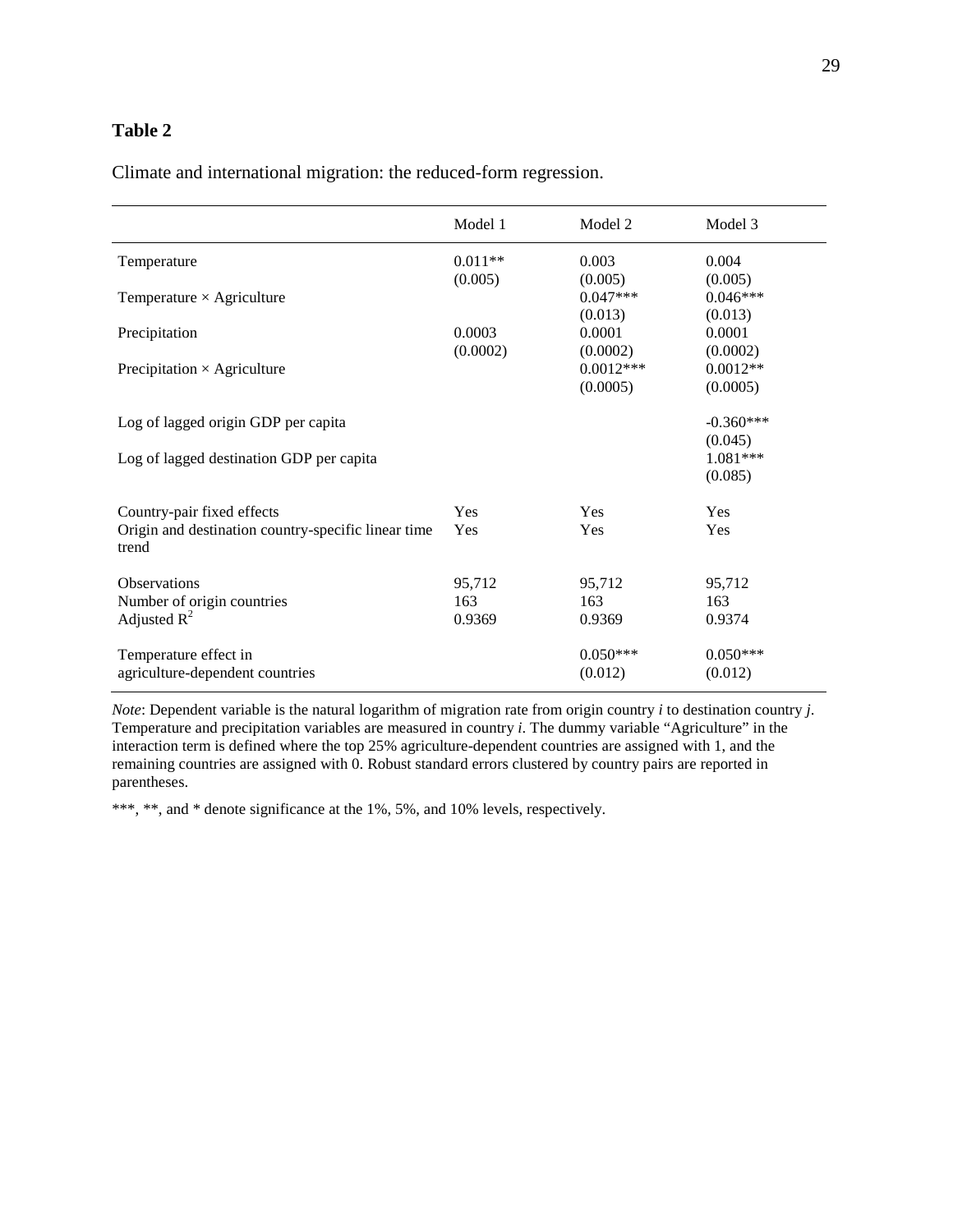**Table 2**

Climate and international migration: the reduced-form regression.

| | Model 1 | Model 2 | Model 3 |
|---|---|---|---|
| Temperature | 0.011** | 0.003 | 0.004 |
| | (0.005) | (0.005) | (0.005) |
| Temperature × Agriculture | | 0.047*** | 0.046*** |
| | | (0.013) | (0.013) |
| Precipitation | 0.0003 | 0.0001 | 0.0001 |
| | (0.0002) | (0.0002) | (0.0002) |
| Precipitation × Agriculture | | 0.0012*** | 0.0012** |
| | | (0.0005) | (0.0005) |
| Log of lagged origin GDP per capita | | | -0.360*** |
| | | | (0.045) |
| Log of lagged destination GDP per capita | | | 1.081*** |
| | | | (0.085) |
| Country-pair fixed effects | Yes | Yes | Yes |
| Origin and destination country-specific linear time trend | Yes | Yes | Yes |
| Observations | 95,712 | 95,712 | 95,712 |
| Number of origin countries | 163 | 163 | 163 |
| Adjusted $R^2$ | 0.9369 | 0.9369 | 0.9374 |
| Temperature effect in agriculture-dependent countries | | 0.050*** | 0.050*** |
| | | (0.012) | (0.012) |

*Note*: Dependent variable is the natural logarithm of migration rate from origin country *i* to destination country *j*. Temperature and precipitation variables are measured in country *i*. The dummy variable "Agriculture" in the interaction term is defined where the top 25% agriculture-dependent countries are assigned with 1, and the remaining countries are assigned with 0. Robust standard errors clustered by country pairs are reported in parentheses.

***, **, and * denote significance at the 1%, 5%, and 10% levels, respectively.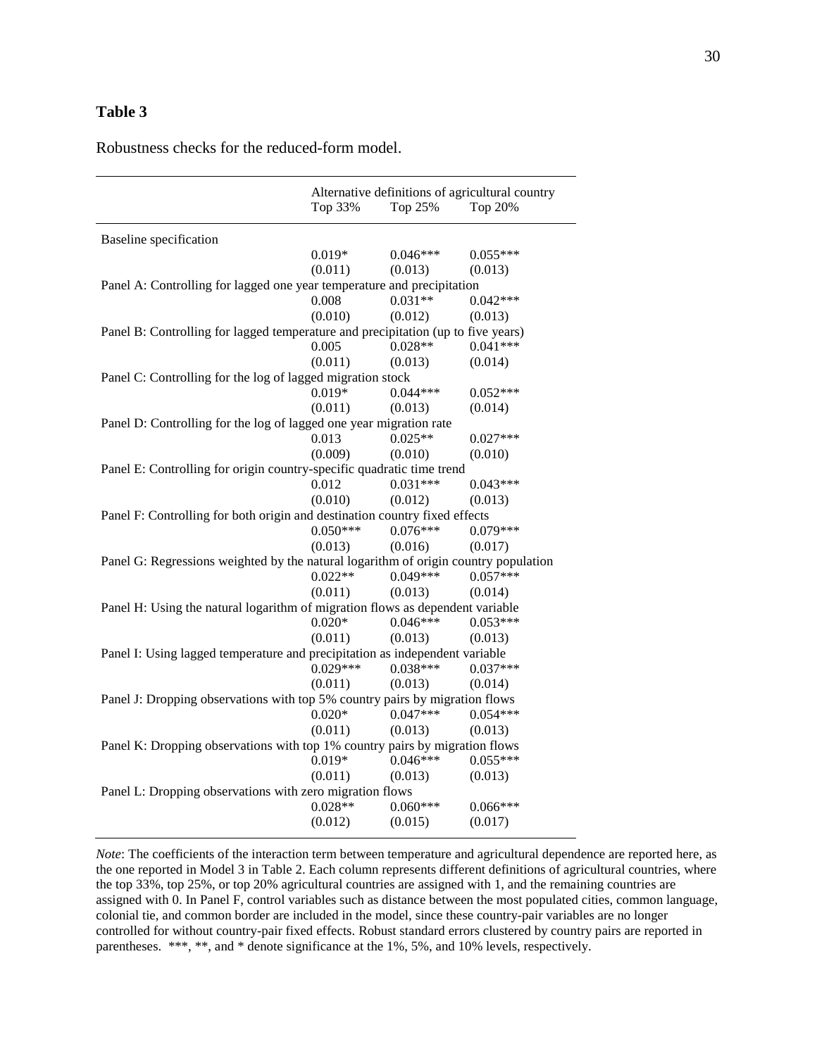## Table 3

Robustness checks for the reduced-form model.

| | Alternative definitions of agricultural country | | |
|---|---|---|---|
| | Top 33% | Top 25% | Top 20% |
| Baseline specification | | | |
| | 0.019* | 0.046*** | 0.055*** |
| | (0.011) | (0.013) | (0.013) |
| Panel A: Controlling for lagged one year temperature and precipitation | | | |
| | 0.008 | 0.031** | 0.042*** |
| | (0.010) | (0.012) | (0.013) |
| Panel B: Controlling for lagged temperature and precipitation (up to five years) | | | |
| | 0.005 | 0.028** | 0.041*** |
| | (0.011) | (0.013) | (0.014) |
| Panel C: Controlling for the log of lagged migration stock | | | |
| | 0.019* | 0.044*** | 0.052*** |
| | (0.011) | (0.013) | (0.014) |
| Panel D: Controlling for the log of lagged one year migration rate | | | |
| | 0.013 | 0.025** | 0.027*** |
| | (0.009) | (0.010) | (0.010) |
| Panel E: Controlling for origin country-specific quadratic time trend | | | |
| | 0.012 | 0.031*** | 0.043*** |
| | (0.010) | (0.012) | (0.013) |
| Panel F: Controlling for both origin and destination country fixed effects | | | |
| | 0.050*** | 0.076*** | 0.079*** |
| | (0.013) | (0.016) | (0.017) |
| Panel G: Regressions weighted by the natural logarithm of origin country population | | | |
| | 0.022** | 0.049*** | 0.057*** |
| | (0.011) | (0.013) | (0.014) |
| Panel H: Using the natural logarithm of migration flows as dependent variable | | | |
| | 0.020* | 0.046*** | 0.053*** |
| | (0.011) | (0.013) | (0.013) |
| Panel I: Using lagged temperature and precipitation as independent variable | | | |
| | 0.029*** | 0.038*** | 0.037*** |
| | (0.011) | (0.013) | (0.014) |
| Panel J: Dropping observations with top 5% country pairs by migration flows | | | |
| | 0.020* | 0.047*** | 0.054*** |
| | (0.011) | (0.013) | (0.013) |
| Panel K: Dropping observations with top 1% country pairs by migration flows | | | |
| | 0.019* | 0.046*** | 0.055*** |
| | (0.011) | (0.013) | (0.013) |
| Panel L: Dropping observations with zero migration flows | | | |
| | 0.028** | 0.060*** | 0.066*** |
| | (0.012) | (0.015) | (0.017) |

*Note*: The coefficients of the interaction term between temperature and agricultural dependence are reported here, as the one reported in Model 3 in Table 2. Each column represents different definitions of agricultural countries, where the top 33%, top 25%, or top 20% agricultural countries are assigned with 1, and the remaining countries are assigned with 0. In Panel F, control variables such as distance between the most populated cities, common language, colonial tie, and common border are included in the model, since these country-pair variables are no longer controlled for without country-pair fixed effects. Robust standard errors clustered by country pairs are reported in parentheses. ***, **, and * denote significance at the 1%, 5%, and 10% levels, respectively.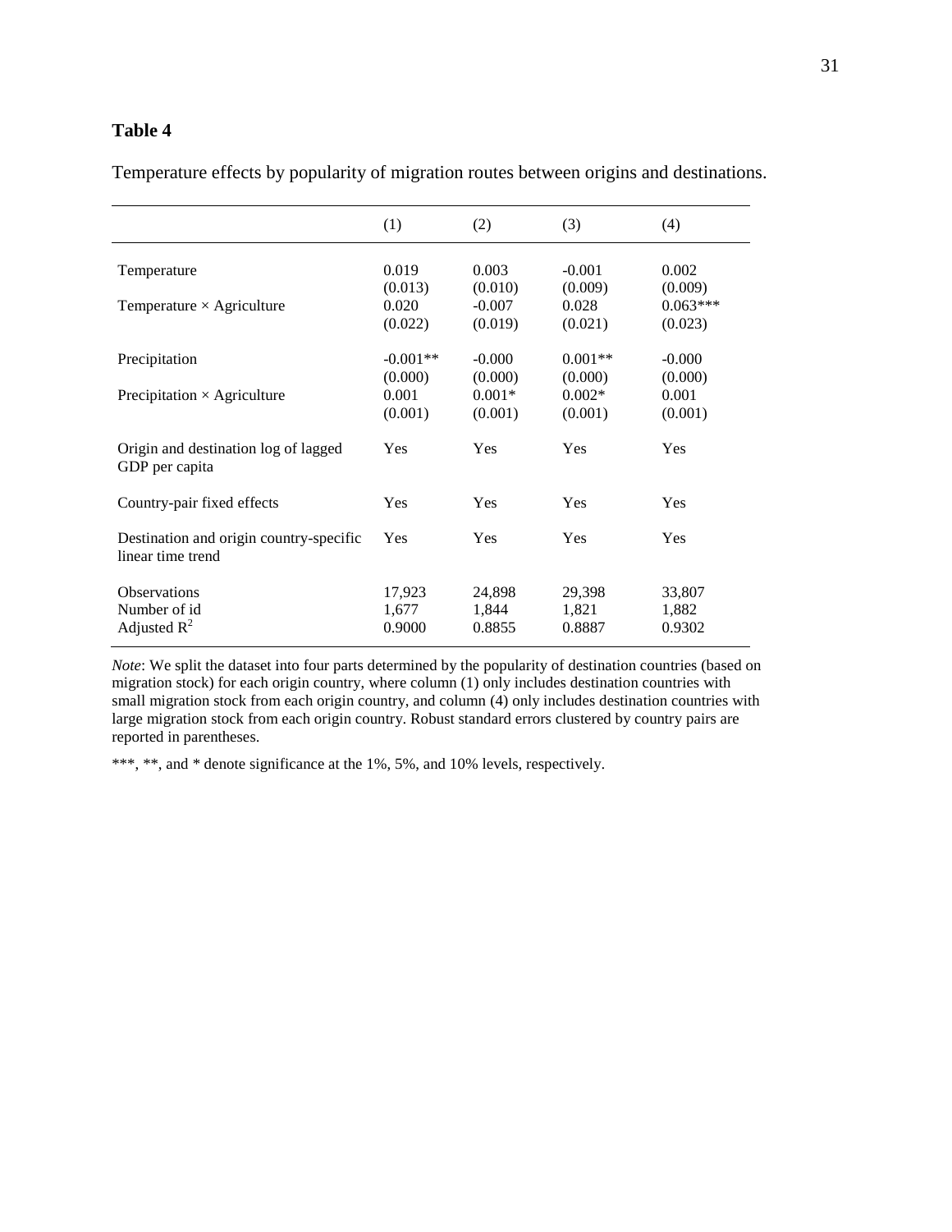**Table 4**

Temperature effects by popularity of migration routes between origins and destinations.

| | (1) | (2) | (3) | (4) |
|---|---|---|---|---|
| Temperature | 0.019 | 0.003 | -0.001 | 0.002 |
| | (0.013) | (0.010) | (0.009) | (0.009) |
| Temperature × Agriculture | 0.020 | -0.007 | 0.028 | 0.063*** |
| | (0.022) | (0.019) | (0.021) | (0.023) |
| Precipitation | -0.001** | -0.000 | 0.001** | -0.000 |
| | (0.000) | (0.000) | (0.000) | (0.000) |
| Precipitation × Agriculture | 0.001 | 0.001* | 0.002* | 0.001 |
| | (0.001) | (0.001) | (0.001) | (0.001) |
| Origin and destination log of lagged GDP per capita | Yes | Yes | Yes | Yes |
| Country-pair fixed effects | Yes | Yes | Yes | Yes |
| Destination and origin country-specific linear time trend | Yes | Yes | Yes | Yes |
| Observations | 17,923 | 24,898 | 29,398 | 33,807 |
| Number of id | 1,677 | 1,844 | 1,821 | 1,882 |
| Adjusted $R^2$ | 0.9000 | 0.8855 | 0.8887 | 0.9302 |

*Note*: We split the dataset into four parts determined by the popularity of destination countries (based on migration stock) for each origin country, where column (1) only includes destination countries with small migration stock from each origin country, and column (4) only includes destination countries with large migration stock from each origin country. Robust standard errors clustered by country pairs are reported in parentheses.

***, **, and * denote significance at the 1%, 5%, and 10% levels, respectively.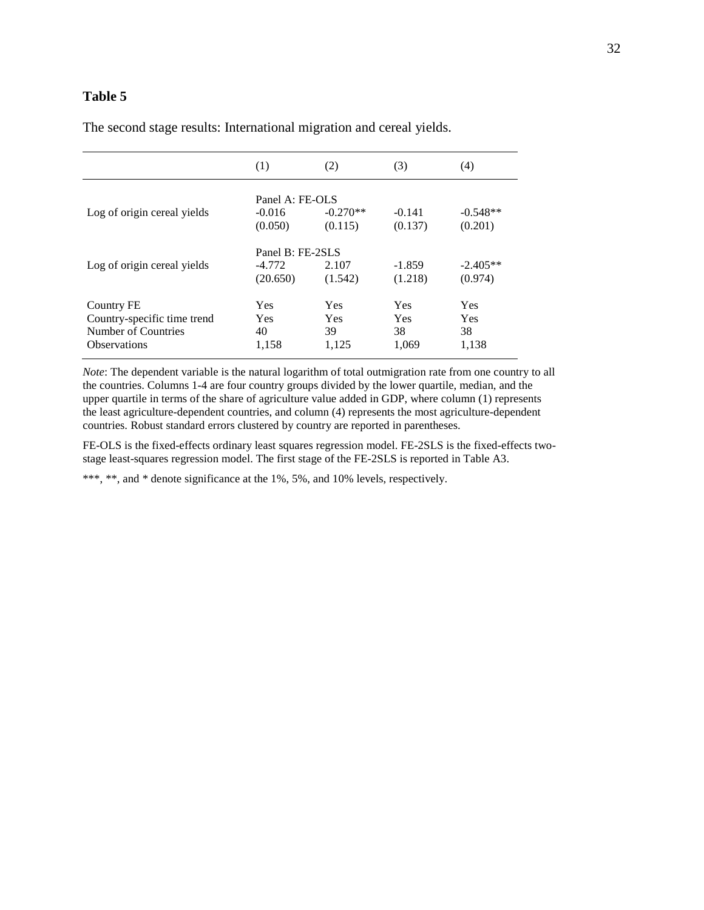**Table 5**

The second stage results: International migration and cereal yields.

| | (1) | (2) | (3) | (4) |
|---|---|---|---|---|
| | Panel A: FE-OLS | | | |
| Log of origin cereal yields | -0.016 | -0.270** | -0.141 | -0.548** |
| | (0.050) | (0.115) | (0.137) | (0.201) |
| | Panel B: FE-2SLS | | | |
| Log of origin cereal yields | -4.772 | 2.107 | -1.859 | -2.405** |
| | (20.650) | (1.542) | (1.218) | (0.974) |
| Country FE | Yes | Yes | Yes | Yes |
| Country-specific time trend | Yes | Yes | Yes | Yes |
| Number of Countries | 40 | 39 | 38 | 38 |
| Observations | 1,158 | 1,125 | 1,069 | 1,138 |

*Note*: The dependent variable is the natural logarithm of total outmigration rate from one country to all the countries. Columns 1-4 are four country groups divided by the lower quartile, median, and the upper quartile in terms of the share of agriculture value added in GDP, where column (1) represents the least agriculture-dependent countries, and column (4) represents the most agriculture-dependent countries. Robust standard errors clustered by country are reported in parentheses.

FE-OLS is the fixed-effects ordinary least squares regression model. FE-2SLS is the fixed-effects two-stage least-squares regression model. The first stage of the FE-2SLS is reported in Table A3.

***, **, and * denote significance at the 1%, 5%, and 10% levels, respectively.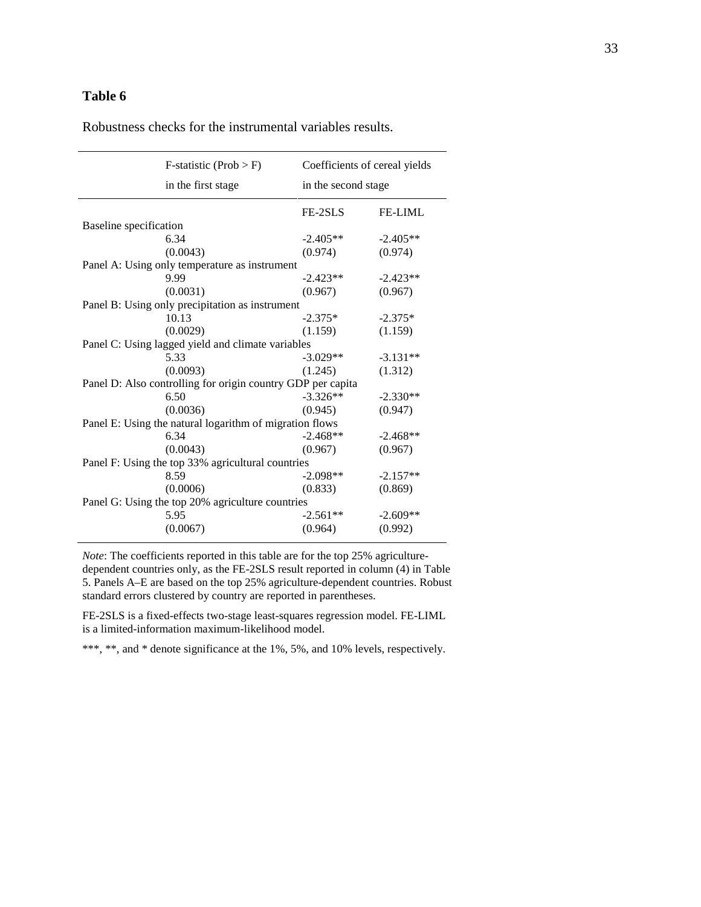**Table 6**

Robustness checks for the instrumental variables results.

| | F-statistic (Prob > F) in the first stage | Coefficients of cereal yields in the second stage | |
|---|---|---|---|
| | | FE-2SLS | FE-LIML |
| Baseline specification | | | |
| | 6.34 | -2.405** | -2.405** |
| | (0.0043) | (0.974) | (0.974) |
| Panel A: Using only temperature as instrument | | | |
| | 9.99 | -2.423** | -2.423** |
| | (0.0031) | (0.967) | (0.967) |
| Panel B: Using only precipitation as instrument | | | |
| | 10.13 | -2.375* | -2.375* |
| | (0.0029) | (1.159) | (1.159) |
| Panel C: Using lagged yield and climate variables | | | |
| | 5.33 | -3.029** | -3.131** |
| | (0.0093) | (1.245) | (1.312) |
| Panel D: Also controlling for origin country GDP per capita | | | |
| | 6.50 | -3.326** | -2.330** |
| | (0.0036) | (0.945) | (0.947) |
| Panel E: Using the natural logarithm of migration flows | | | |
| | 6.34 | -2.468** | -2.468** |
| | (0.0043) | (0.967) | (0.967) |
| Panel F: Using the top 33% agricultural countries | | | |
| | 8.59 | -2.098** | -2.157** |
| | (0.0006) | (0.833) | (0.869) |
| Panel G: Using the top 20% agriculture countries | | | |
| | 5.95 | -2.561** | -2.609** |
| | (0.0067) | (0.964) | (0.992) |

*Note*: The coefficients reported in this table are for the top 25% agriculture-dependent countries only, as the FE-2SLS result reported in column (4) in Table 5. Panels A–E are based on the top 25% agriculture-dependent countries. Robust standard errors clustered by country are reported in parentheses.

FE-2SLS is a fixed-effects two-stage least-squares regression model. FE-LIML is a limited-information maximum-likelihood model.

***, **, and * denote significance at the 1%, 5%, and 10% levels, respectively.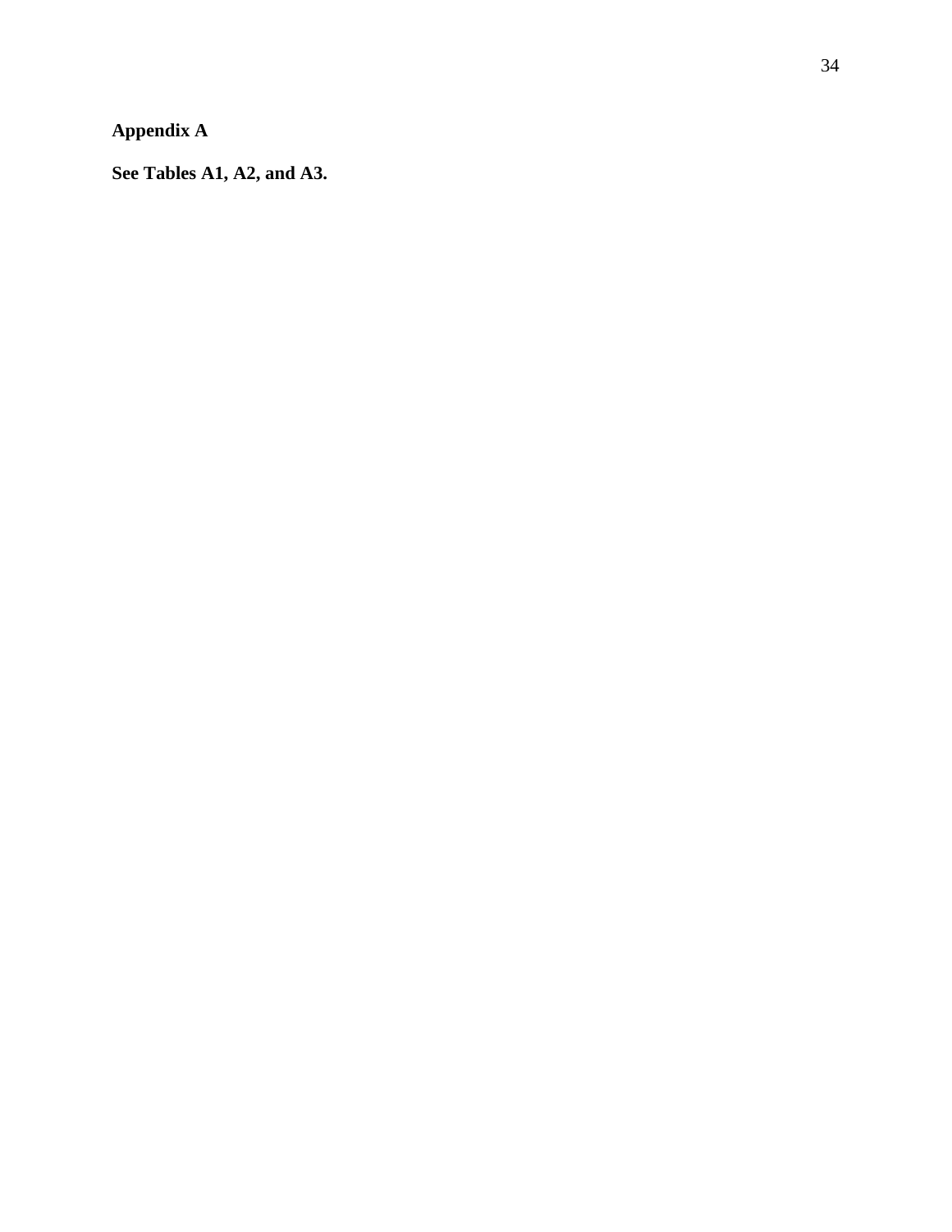# Appendix A

**See Tables A1, A2, and A3.**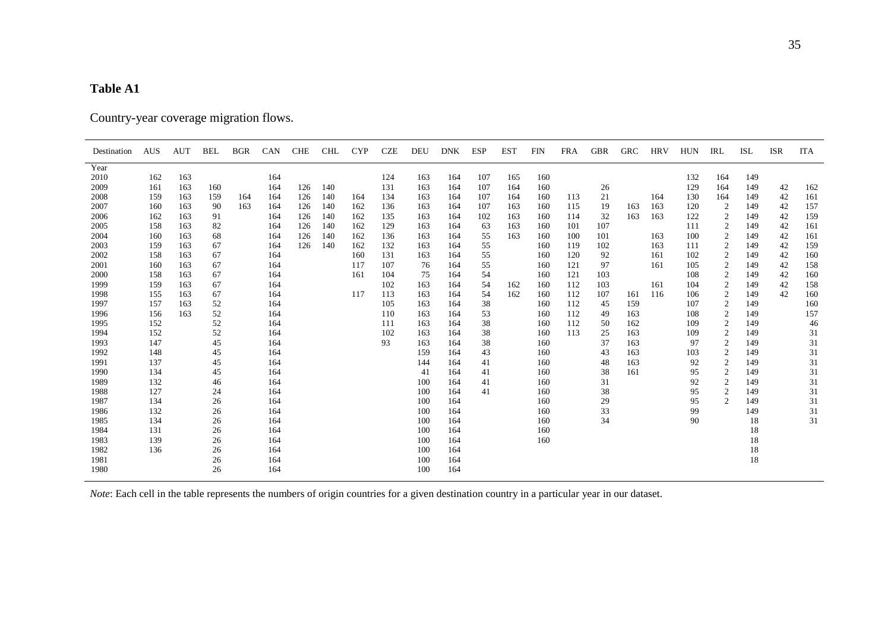**Table A1**

Country-year coverage migration flows.

| Destination | AUS | AUT | BEL | BGR | CAN | CHE | CHL | CYP | CZE | DEU | DNK | ESP | EST | FIN | FRA | GBR | GRC | HRV | HUN | IRL | ISL | ISR | ITA |
|---|---|---|---|---|---|---|---|---|---|---|---|---|---|---|---|---|---|---|---|---|---|---|---|
| Year | | | | | | | | | | | | | | | | | | | | | | | |
| 2010 | 162 | 163 | | | 164 | | | | 124 | 163 | 164 | 107 | 165 | 160 | | 26 | | | 132 | 164 | 149 | | |
| 2009 | 161 | 163 | 160 | | 164 | 126 | 140 | | 131 | 163 | 164 | 107 | 164 | 160 | | 26 | | | 129 | 164 | 149 | 42 | 162 |
| 2008 | 159 | 163 | 159 | 164 | 164 | 126 | 140 | 164 | 134 | 163 | 164 | 107 | 164 | 160 | 113 | 21 | | 164 | 130 | 164 | 149 | 42 | 161 |
| 2007 | 160 | 163 | 90 | 163 | 164 | 126 | 140 | 162 | 136 | 163 | 164 | 107 | 163 | 160 | 115 | 19 | 163 | 163 | 120 | 2 | 149 | 42 | 157 |
| 2006 | 162 | 163 | 91 | | 164 | 126 | 140 | 162 | 135 | 163 | 164 | 102 | 163 | 160 | 114 | 32 | 163 | 163 | 122 | 2 | 149 | 42 | 159 |
| 2005 | 158 | 163 | 82 | | 164 | 126 | 140 | 162 | 129 | 163 | 164 | 63 | 163 | 160 | 101 | 107 | | | 111 | 2 | 149 | 42 | 161 |
| 2004 | 160 | 163 | 68 | | 164 | 126 | 140 | 162 | 136 | 163 | 164 | 55 | 163 | 160 | 100 | 101 | | 163 | 100 | 2 | 149 | 42 | 161 |
| 2003 | 159 | 163 | 67 | | 164 | 126 | 140 | 162 | 132 | 163 | 164 | 55 | | 160 | 119 | 102 | | 163 | 111 | 2 | 149 | 42 | 159 |
| 2002 | 158 | 163 | 67 | | 164 | | | 160 | 131 | 163 | 164 | 55 | | 160 | 120 | 92 | | 161 | 102 | 2 | 149 | 42 | 160 |
| 2001 | 160 | 163 | 67 | | 164 | | | 117 | 107 | 76 | 164 | 55 | | 160 | 121 | 97 | | 161 | 105 | 2 | 149 | 42 | 158 |
| 2000 | 158 | 163 | 67 | | 164 | | | 161 | 104 | 75 | 164 | 54 | | 160 | 121 | 103 | | | 108 | 2 | 149 | 42 | 160 |
| 1999 | 159 | 163 | 67 | | 164 | | | | 102 | 163 | 164 | 54 | 162 | 160 | 112 | 103 | | 161 | 104 | 2 | 149 | 42 | 158 |
| 1998 | 155 | 163 | 67 | | 164 | | | 117 | 113 | 163 | 164 | 54 | 162 | 160 | 112 | 107 | 161 | 116 | 106 | 2 | 149 | 42 | 160 |
| 1997 | 157 | 163 | 52 | | 164 | | | | 105 | 163 | 164 | 38 | | 160 | 112 | 45 | 159 | | 107 | 2 | 149 | | 160 |
| 1996 | 156 | 163 | 52 | | 164 | | | | 110 | 163 | 164 | 53 | | 160 | 112 | 49 | 163 | | 108 | 2 | 149 | | 157 |
| 1995 | 152 | | 52 | | 164 | | | | 111 | 163 | 164 | 38 | | 160 | 112 | 50 | 162 | | 109 | 2 | 149 | | 46 |
| 1994 | 152 | | 52 | | 164 | | | | 102 | 163 | 164 | 38 | | 160 | 113 | 25 | 163 | | 109 | 2 | 149 | | 31 |
| 1993 | 147 | | 45 | | 164 | | | | 93 | 163 | 164 | 38 | | 160 | | 37 | 163 | | 97 | 2 | 149 | | 31 |
| 1992 | 148 | | 45 | | 164 | | | | | 159 | 164 | 43 | | 160 | | 43 | 163 | | 103 | 2 | 149 | | 31 |
| 1991 | 137 | | 45 | | 164 | | | | | 144 | 164 | 41 | | 160 | | 48 | 163 | | 92 | 2 | 149 | | 31 |
| 1990 | 134 | | 45 | | 164 | | | | | 41 | 164 | 41 | | 160 | | 38 | 161 | | 95 | 2 | 149 | | 31 |
| 1989 | 132 | | 46 | | 164 | | | | | 100 | 164 | 41 | | 160 | | 31 | | | 92 | 2 | 149 | | 31 |
| 1988 | 127 | | 24 | | 164 | | | | | 100 | 164 | 41 | | 160 | | 38 | | | 95 | 2 | 149 | | 31 |
| 1987 | 134 | | 26 | | 164 | | | | | 100 | 164 | | | 160 | | 29 | | | 95 | 2 | 149 | | 31 |
| 1986 | 132 | | 26 | | 164 | | | | | 100 | 164 | | | 160 | | 33 | | | 99 | | 149 | | 31 |
| 1985 | 134 | | 26 | | 164 | | | | | 100 | 164 | | | 160 | | 34 | | | 90 | | 18 | | 31 |
| 1984 | 131 | | 26 | | 164 | | | | | 100 | 164 | | | 160 | | | | | | | 18 | | |
| 1983 | 139 | | 26 | | 164 | | | | | 100 | 164 | | | 160 | | | | | | | 18 | | |
| 1982 | 136 | | 26 | | 164 | | | | | 100 | 164 | | | | | | | | | | 18 | | |
| 1981 | | | 26 | | 164 | | | | | 100 | 164 | | | | | | | | | | 18 | | |
| 1980 | | | 26 | | 164 | | | | | 100 | 164 | | | | | | | | | | | | |

*Note*: Each cell in the table represents the numbers of origin countries for a given destination country in a particular year in our dataset.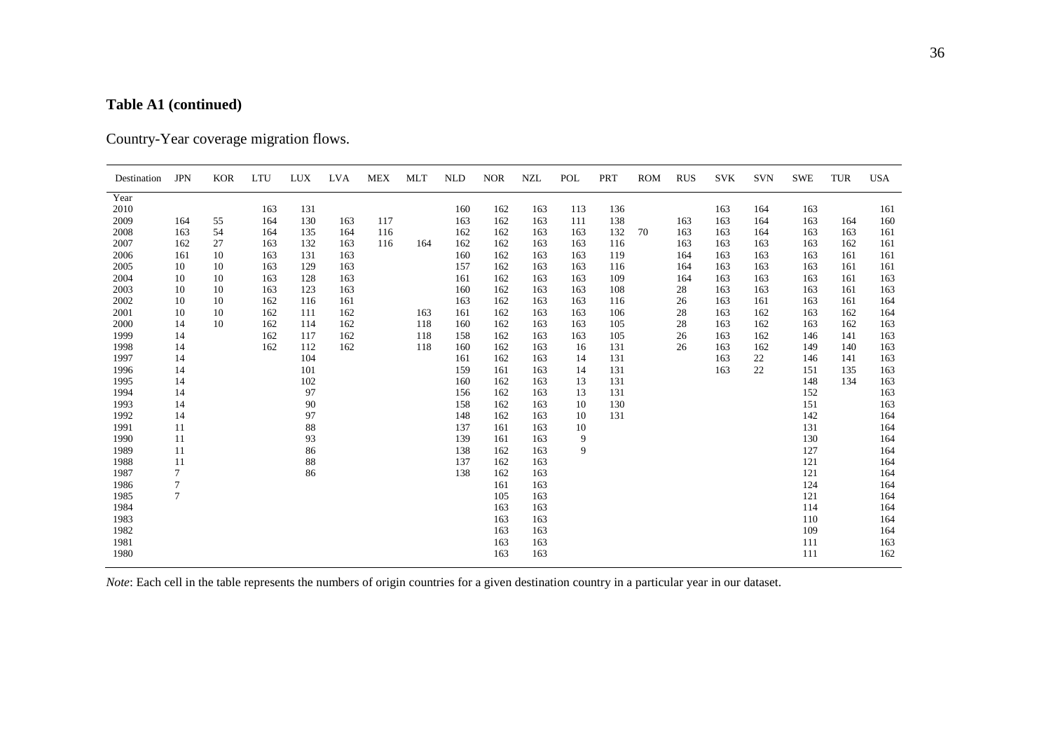**Table A1 (continued)**

Country-Year coverage migration flows.

| Destination | JPN | KOR | LTU | LUX | LVA | MEX | MLT | NLD | NOR | NZL | POL | PRT | ROM | RUS | SVK | SVN | SWE | TUR | USA |
|---|---|---|---|---|---|---|---|---|---|---|---|---|---|---|---|---|---|---|---|
| Year | | | | | | | | | | | | | | | | | | | |
| 2010 | | | 163 | 131 | | | | 160 | 162 | 163 | 113 | 136 | | | 163 | 164 | 163 | | 161 |
| 2009 | 164 | 55 | 164 | 130 | 163 | 117 | | 163 | 162 | 163 | 111 | 138 | | 163 | 163 | 164 | 163 | 164 | 160 |
| 2008 | 163 | 54 | 164 | 135 | 164 | 116 | | 162 | 162 | 163 | 163 | 132 | 70 | 163 | 163 | 164 | 163 | 163 | 161 |
| 2007 | 162 | 27 | 163 | 132 | 163 | 116 | 164 | 162 | 162 | 163 | 163 | 116 | | 163 | 163 | 163 | 163 | 162 | 161 |
| 2006 | 161 | 10 | 163 | 131 | 163 | | | 160 | 162 | 163 | 163 | 119 | | 164 | 163 | 163 | 163 | 161 | 161 |
| 2005 | 10 | 10 | 163 | 129 | 163 | | | 157 | 162 | 163 | 163 | 116 | | 164 | 163 | 163 | 163 | 161 | 161 |
| 2004 | 10 | 10 | 163 | 128 | 163 | | | 161 | 162 | 163 | 163 | 109 | | 164 | 163 | 163 | 163 | 161 | 163 |
| 2003 | 10 | 10 | 163 | 123 | 163 | | | 160 | 162 | 163 | 163 | 108 | | 28 | 163 | 163 | 163 | 161 | 163 |
| 2002 | 10 | 10 | 162 | 116 | 161 | | | 163 | 162 | 163 | 163 | 116 | | 26 | 163 | 161 | 163 | 161 | 164 |
| 2001 | 10 | 10 | 162 | 111 | 162 | | 163 | 161 | 162 | 163 | 163 | 106 | | 28 | 163 | 162 | 163 | 162 | 164 |
| 2000 | 14 | 10 | 162 | 114 | 162 | | 118 | 160 | 162 | 163 | 163 | 105 | | 28 | 163 | 162 | 163 | 162 | 163 |
| 1999 | 14 | | 162 | 117 | 162 | | 118 | 158 | 162 | 163 | 163 | 105 | | 26 | 163 | 162 | 146 | 141 | 163 |
| 1998 | 14 | | 162 | 112 | 162 | | 118 | 160 | 162 | 163 | 16 | 131 | | 26 | 163 | 162 | 149 | 140 | 163 |
| 1997 | 14 | | | 104 | | | | 161 | 162 | 163 | 14 | 131 | | | 163 | 22 | 146 | 141 | 163 |
| 1996 | 14 | | | 101 | | | | 159 | 161 | 163 | 14 | 131 | | | 163 | 22 | 151 | 135 | 163 |
| 1995 | 14 | | | 102 | | | | 160 | 162 | 163 | 13 | 131 | | | | | 148 | 134 | 163 |
| 1994 | 14 | | | 97 | | | | 156 | 162 | 163 | 13 | 131 | | | | | 152 | | 163 |
| 1993 | 14 | | | 90 | | | | 158 | 162 | 163 | 10 | 130 | | | | | 151 | | 163 |
| 1992 | 14 | | | 97 | | | | 148 | 162 | 163 | 10 | 131 | | | | | 142 | | 164 |
| 1991 | 11 | | | 88 | | | | 137 | 161 | 163 | 10 | | | | | | 131 | | 164 |
| 1990 | 11 | | | 93 | | | | 139 | 161 | 163 | 9 | | | | | | 130 | | 164 |
| 1989 | 11 | | | 86 | | | | 138 | 162 | 163 | 9 | | | | | | 127 | | 164 |
| 1988 | 11 | | | 88 | | | | 137 | 162 | 163 | | | | | | | 121 | | 164 |
| 1987 | 7 | | | 86 | | | | 138 | 162 | 163 | | | | | | | 121 | | 164 |
| 1986 | 7 | | | | | | | | 161 | 163 | | | | | | | 124 | | 164 |
| 1985 | 7 | | | | | | | | 105 | 163 | | | | | | | 121 | | 164 |
| 1984 | | | | | | | | | 163 | 163 | | | | | | | 114 | | 164 |
| 1983 | | | | | | | | | 163 | 163 | | | | | | | 110 | | 164 |
| 1982 | | | | | | | | | 163 | 163 | | | | | | | 109 | | 164 |
| 1981 | | | | | | | | | 163 | 163 | | | | | | | 111 | | 163 |
| 1980 | | | | | | | | | 163 | 163 | | | | | | | 111 | | 162 |

*Note*: Each cell in the table represents the numbers of origin countries for a given destination country in a particular year in our dataset.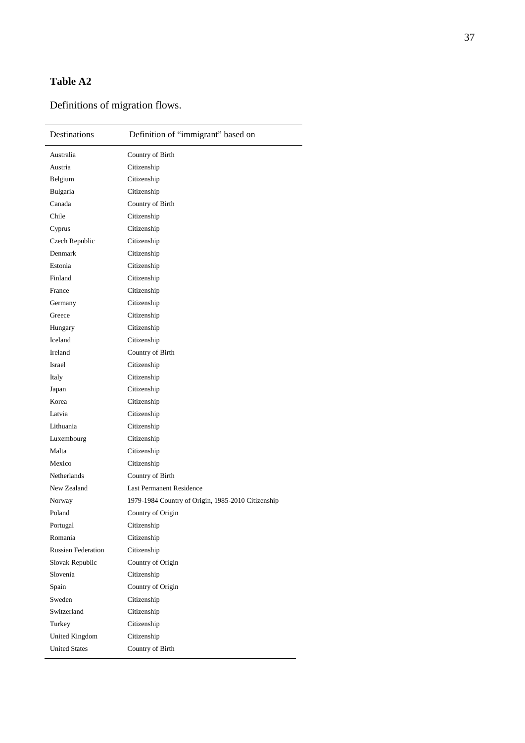**Table A2**

Definitions of migration flows.

| Destinations | Definition of "immigrant" based on |
|---|---|
| Australia | Country of Birth |
| Austria | Citizenship |
| Belgium | Citizenship |
| Bulgaria | Citizenship |
| Canada | Country of Birth |
| Chile | Citizenship |
| Cyprus | Citizenship |
| Czech Republic | Citizenship |
| Denmark | Citizenship |
| Estonia | Citizenship |
| Finland | Citizenship |
| France | Citizenship |
| Germany | Citizenship |
| Greece | Citizenship |
| Hungary | Citizenship |
| Iceland | Citizenship |
| Ireland | Country of Birth |
| Israel | Citizenship |
| Italy | Citizenship |
| Japan | Citizenship |
| Korea | Citizenship |
| Latvia | Citizenship |
| Lithuania | Citizenship |
| Luxembourg | Citizenship |
| Malta | Citizenship |
| Mexico | Citizenship |
| Netherlands | Country of Birth |
| New Zealand | Last Permanent Residence |
| Norway | 1979-1984 Country of Origin, 1985-2010 Citizenship |
| Poland | Country of Origin |
| Portugal | Citizenship |
| Romania | Citizenship |
| Russian Federation | Citizenship |
| Slovak Republic | Country of Origin |
| Slovenia | Citizenship |
| Spain | Country of Origin |
| Sweden | Citizenship |
| Switzerland | Citizenship |
| Turkey | Citizenship |
| United Kingdom | Citizenship |
| United States | Country of Birth |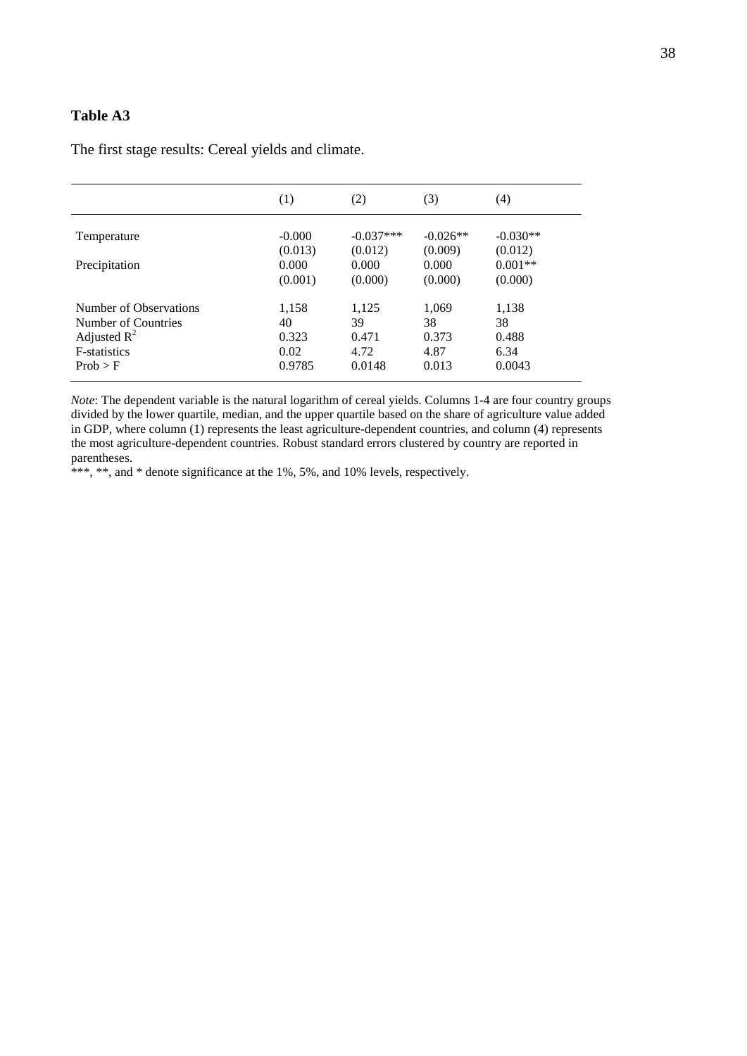**Table A3**

The first stage results: Cereal yields and climate.

| | (1) | (2) | (3) | (4) |
|---|---|---|---|---|
| Temperature | -0.000 | -0.037*** | -0.026** | -0.030** |
| | (0.013) | (0.012) | (0.009) | (0.012) |
| Precipitation | 0.000 | 0.000 | 0.000 | 0.001** |
| | (0.001) | (0.000) | (0.000) | (0.000) |
| Number of Observations | 1,158 | 1,125 | 1,069 | 1,138 |
| Number of Countries | 40 | 39 | 38 | 38 |
| Adjusted $R^2$ | 0.323 | 0.471 | 0.373 | 0.488 |
| F-statistics | 0.02 | 4.72 | 4.87 | 6.34 |
| Prob > F | 0.9785 | 0.0148 | 0.013 | 0.0043 |

*Note*: The dependent variable is the natural logarithm of cereal yields. Columns 1-4 are four country groups divided by the lower quartile, median, and the upper quartile based on the share of agriculture value added in GDP, where column (1) represents the least agriculture-dependent countries, and column (4) represents the most agriculture-dependent countries. Robust standard errors clustered by country are reported in parentheses.

***, **, and * denote significance at the 1%, 5%, and 10% levels, respectively.